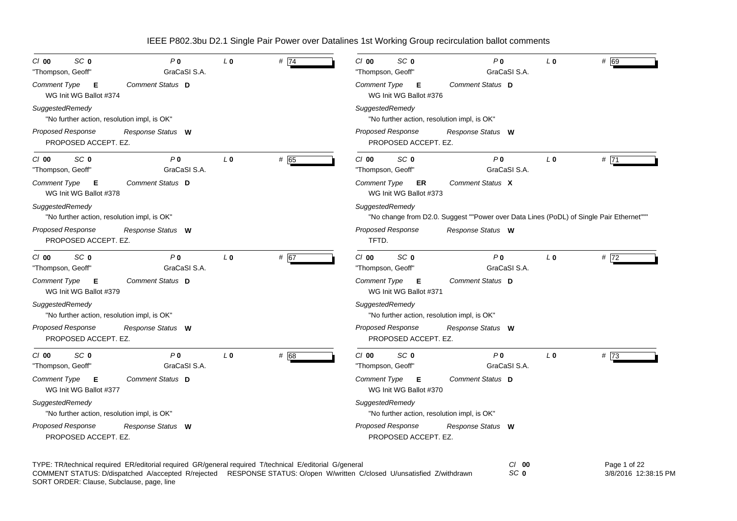# IEEE P802.3bu D2.1 Single Pair Power over Datalines 1st Working Group recirculation ballot comments

---

*Cl* **00** *SC* **0** *P* **0** *L* **0** # 74

"Thompson, Geoff" GraCaSI S.A.

*Comment Type* **E** *Comment Status* **D**

WG Init WG Ballot #374

*SuggestedRemedy*

"No further action, resolution impl, is OK"

*Proposed Response* *Response Status* **W**

PROPOSED ACCEPT. EZ.

---

*Cl* **00** *SC* **0** *P* **0** *L* **0** # 65

"Thompson, Geoff" GraCaSI S.A.

*Comment Type* **E** *Comment Status* **D**

WG Init WG Ballot #378

*SuggestedRemedy*

"No further action, resolution impl, is OK"

*Proposed Response* *Response Status* **W**

PROPOSED ACCEPT. EZ.

---

*Cl* **00** *SC* **0** *P* **0** *L* **0** # 67

"Thompson, Geoff" GraCaSI S.A.

*Comment Type* **E** *Comment Status* **D**

WG Init WG Ballot #379

*SuggestedRemedy*

"No further action, resolution impl, is OK"

*Proposed Response* *Response Status* **W**

PROPOSED ACCEPT. EZ.

---

*Cl* **00** *SC* **0** *P* **0** *L* **0** # 68

"Thompson, Geoff" GraCaSI S.A.

*Comment Type* **E** *Comment Status* **D**

WG Init WG Ballot #377

*SuggestedRemedy*

"No further action, resolution impl, is OK"

*Proposed Response* *Response Status* **W**

PROPOSED ACCEPT. EZ.

---

*Cl* **00** *SC* **0** *P* **0** *L* **0** # 69

"Thompson, Geoff" GraCaSI S.A.

*Comment Type* **E** *Comment Status* **D**

WG Init WG Ballot #376

*SuggestedRemedy*

"No further action, resolution impl, is OK"

*Proposed Response* *Response Status* **W**

PROPOSED ACCEPT. EZ.

---

*Cl* **00** *SC* **0** *P* **0** *L* **0** # 71

"Thompson, Geoff" GraCaSI S.A.

*Comment Type* **ER** *Comment Status* **X**

WG Init WG Ballot #373

*SuggestedRemedy*

"No change from D2.0. Suggest ""Power over Data Lines (PoDL) of Single Pair Ethernet"""

*Proposed Response* *Response Status* **W**

TFTD.

---

*Cl* **00** *SC* **0** *P* **0** *L* **0** # 72

"Thompson, Geoff" GraCaSI S.A.

*Comment Type* **E** *Comment Status* **D**

WG Init WG Ballot #371

*SuggestedRemedy*

"No further action, resolution impl, is OK"

*Proposed Response* *Response Status* **W**

PROPOSED ACCEPT. EZ.

---

*Cl* **00** *SC* **0** *P* **0** *L* **0** # 73

"Thompson, Geoff" GraCaSI S.A.

*Comment Type* **E** *Comment Status* **D**

WG Init WG Ballot #370

*SuggestedRemedy*

"No further action, resolution impl, is OK"

*Proposed Response* *Response Status* **W**

PROPOSED ACCEPT. EZ.

---

TYPE: TR/technical required ER/editorial required GR/general required T/technical E/editorial G/general
COMMENT STATUS: D/dispatched A/accepted R/rejected RESPONSE STATUS: O/open W/written C/closed U/unsatisfied Z/withdrawn
SORT ORDER: Clause, Subclause, page, line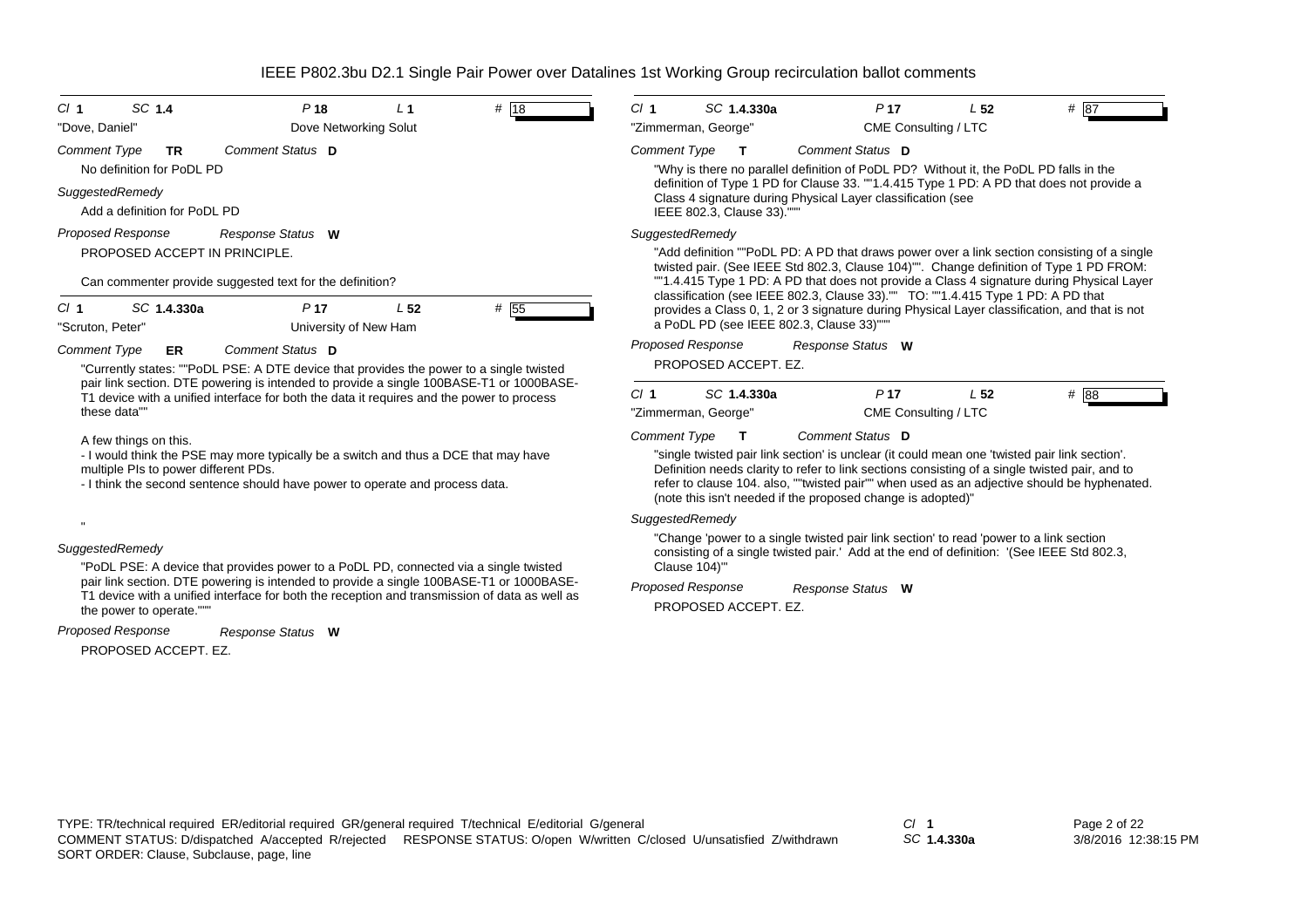# IEEE P802.3bu D2.1 Single Pair Power over Datalines 1st Working Group recirculation ballot comments

**Cl** 1 **SC** 1.4 **P** 18 **L** 1 **#** 18

"Dove, Daniel" Dove Networking Solut

*Comment Type* **TR** *Comment Status* **D**

No definition for PoDL PD

*SuggestedRemedy*

Add a definition for PoDL PD

*Proposed Response* *Response Status* **W**

PROPOSED ACCEPT IN PRINCIPLE.

Can commenter provide suggested text for the definition?

---

**Cl** 1 **SC** 1.4.330a **P** 17 **L** 52 **#** 55

"Scruton, Peter" University of New Ham

*Comment Type* **ER** *Comment Status* **D**

"Currently states: ""PoDL PSE: A DTE device that provides the power to a single twisted pair link section. DTE powering is intended to provide a single 100BASE-T1 or 1000BASE-T1 device with a unified interface for both the data it requires and the power to process these data""

A few things on this.
- I would think the PSE may more typically be a switch and thus a DCE that may have multiple PIs to power different PDs.
- I think the second sentence should have power to operate and process data.

"

*SuggestedRemedy*

"PoDL PSE: A device that provides power to a PoDL PD, connected via a single twisted pair link section. DTE powering is intended to provide a single 100BASE-T1 or 1000BASE-T1 device with a unified interface for both the reception and transmission of data as well as the power to operate."""

*Proposed Response* *Response Status* **W**

PROPOSED ACCEPT. EZ.

---

**Cl** 1 **SC** 1.4.330a **P** 17 **L** 52 **#** 87

"Zimmerman, George" CME Consulting / LTC

*Comment Type* **T** *Comment Status* **D**

"Why is there no parallel definition of PoDL PD? Without it, the PoDL PD falls in the definition of Type 1 PD for Clause 33. ""1.4.415 Type 1 PD: A PD that does not provide a Class 4 signature during Physical Layer classification (see IEEE 802.3, Clause 33)."""

*SuggestedRemedy*

"Add definition ""PoDL PD: A PD that draws power over a link section consisting of a single twisted pair. (See IEEE Std 802.3, Clause 104)"". Change definition of Type 1 PD FROM: ""1.4.415 Type 1 PD: A PD that does not provide a Class 4 signature during Physical Layer classification (see IEEE 802.3, Clause 33)."" TO: ""1.4.415 Type 1 PD: A PD that provides a Class 0, 1, 2 or 3 signature during Physical Layer classification, and that is not a PoDL PD (see IEEE 802.3, Clause 33)"""

*Proposed Response* *Response Status* **W**

PROPOSED ACCEPT. EZ.

---

**Cl** 1 **SC** 1.4.330a **P** 17 **L** 52 **#** 88

"Zimmerman, George" CME Consulting / LTC

*Comment Type* **T** *Comment Status* **D**

"single twisted pair link section' is unclear (it could mean one 'twisted pair link section'. Definition needs clarity to refer to link sections consisting of a single twisted pair, and to refer to clause 104. also, ""twisted pair"" when used as an adjective should be hyphenated. (note this isn't needed if the proposed change is adopted)"

*SuggestedRemedy*

"Change 'power to a single twisted pair link section' to read 'power to a link section consisting of a single twisted pair.' Add at the end of definition: '(See IEEE Std 802.3, Clause 104)'"

*Proposed Response* *Response Status* **W**

PROPOSED ACCEPT. EZ.

---

TYPE: TR/technical required ER/editorial required GR/general required T/technical E/editorial G/general
COMMENT STATUS: D/dispatched A/accepted R/rejected RESPONSE STATUS: O/open W/written C/closed U/unsatisfied Z/withdrawn
SORT ORDER: Clause, Subclause, page, line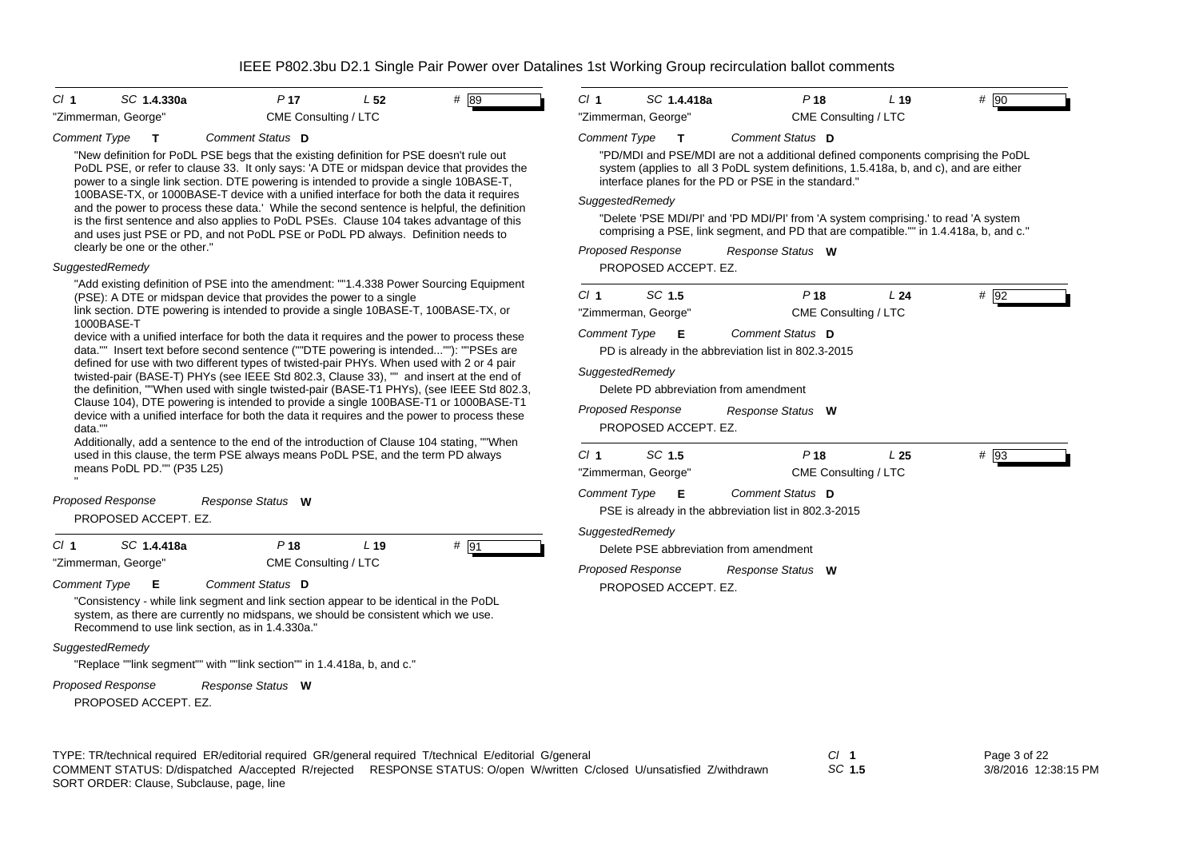IEEE P802.3bu D2.1 Single Pair Power over Datalines 1st Working Group recirculation ballot comments

---

Cl **1** SC **1.4.330a** P **17** L **52** # 89

"Zimmerman, George" CME Consulting / LTC

*Comment Type* **T** *Comment Status* **D**

"New definition for PoDL PSE begs that the existing definition for PSE doesn't rule out PoDL PSE, or refer to clause 33. It only says: 'A DTE or midspan device that provides the power to a single link section. DTE powering is intended to provide a single 10BASE-T, 100BASE-TX, or 1000BASE-T device with a unified interface for both the data it requires and the power to process these data.' While the second sentence is helpful, the definition is the first sentence and also applies to PoDL PSEs. Clause 104 takes advantage of this and uses just PSE or PD, and not PoDL PSE or PoDL PD always. Definition needs to clearly be one or the other."

*SuggestedRemedy*

"Add existing definition of PSE into the amendment: ""1.4.338 Power Sourcing Equipment (PSE): A DTE or midspan device that provides the power to a single link section. DTE powering is intended to provide a single 10BASE-T, 100BASE-TX, or 1000BASE-T device with a unified interface for both the data it requires and the power to process these data."" Insert text before second sentence (""DTE powering is intended...""): ""PSEs are defined for use with two different types of twisted-pair PHYs. When used with 2 or 4 pair twisted-pair (BASE-T) PHYs (see IEEE Std 802.3, Clause 33), "" and insert at the end of the definition, ""When used with single twisted-pair (BASE-T1 PHYs), (see IEEE Std 802.3, Clause 104), DTE powering is intended to provide a single 100BASE-T1 or 1000BASE-T1 device with a unified interface for both the data it requires and the power to process these data.""
Additionally, add a sentence to the end of the introduction of Clause 104 stating, ""When used in this clause, the term PSE always means PoDL PSE, and the term PD always means PoDL PD."" (P35 L25)
"

*Proposed Response* *Response Status* **W**

PROPOSED ACCEPT. EZ.

---

Cl **1** SC **1.4.418a** P **18** L **19** # 91

"Zimmerman, George" CME Consulting / LTC

*Comment Type* **E** *Comment Status* **D**

"Consistency - while link segment and link section appear to be identical in the PoDL system, as there are currently no midspans, we should be consistent which we use. Recommend to use link section, as in 1.4.330a."

*SuggestedRemedy*

"Replace ""link segment"" with ""link section"" in 1.4.418a, b, and c."

*Proposed Response* *Response Status* **W**

PROPOSED ACCEPT. EZ.

---

Cl **1** SC **1.4.418a** P **18** L **19** # 90

"Zimmerman, George" CME Consulting / LTC

*Comment Type* **T** *Comment Status* **D**

"PD/MDI and PSE/MDI are not a additional defined components comprising the PoDL system (applies to all 3 PoDL system definitions, 1.5.418a, b, and c), and are either interface planes for the PD or PSE in the standard."

*SuggestedRemedy*

"Delete 'PSE MDI/PI' and 'PD MDI/PI' from 'A system comprising.' to read 'A system comprising a PSE, link segment, and PD that are compatible."" in 1.4.418a, b, and c."

*Proposed Response* *Response Status* **W**

PROPOSED ACCEPT. EZ.

---

Cl **1** SC **1.5** P **18** L **24** # 92

"Zimmerman, George" CME Consulting / LTC

*Comment Type* **E** *Comment Status* **D**

PD is already in the abbreviation list in 802.3-2015

*SuggestedRemedy*

Delete PD abbreviation from amendment

*Proposed Response* *Response Status* **W**

PROPOSED ACCEPT. EZ.

---

Cl **1** SC **1.5** P **18** L **25** # 93

"Zimmerman, George" CME Consulting / LTC

*Comment Type* **E** *Comment Status* **D**

PSE is already in the abbreviation list in 802.3-2015

*SuggestedRemedy*

Delete PSE abbreviation from amendment

*Proposed Response* *Response Status* **W**

PROPOSED ACCEPT. EZ.

---

TYPE: TR/technical required ER/editorial required GR/general required T/technical E/editorial G/general
COMMENT STATUS: D/dispatched A/accepted R/rejected RESPONSE STATUS: O/open W/written C/closed U/unsatisfied Z/withdrawn
SORT ORDER: Clause, Subclause, page, line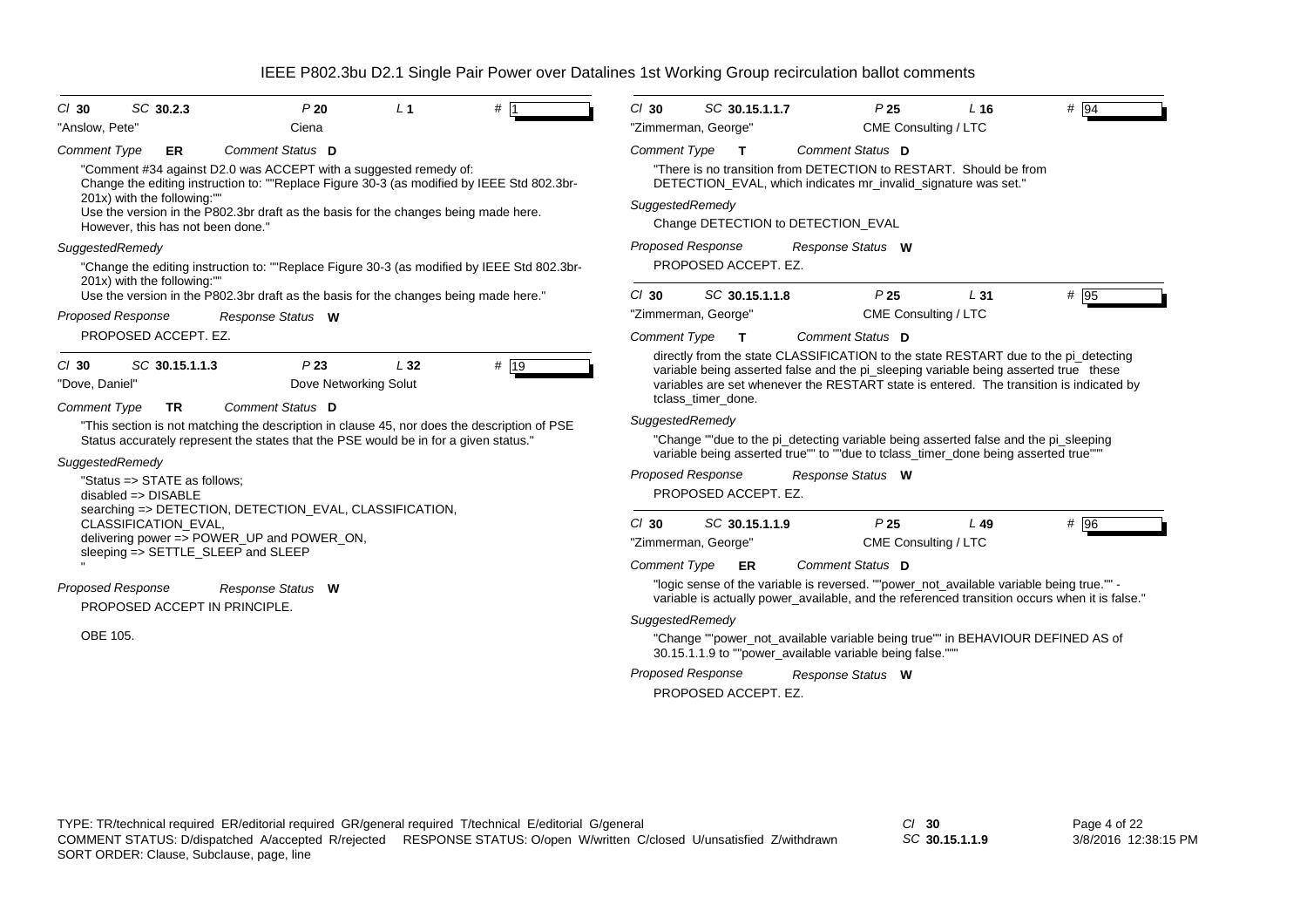IEEE P802.3bu D2.1 Single Pair Power over Datalines 1st Working Group recirculation ballot comments

---

*Cl* **30** *SC* **30.2.3** *P* **20** *L* **1** # 1

"Anslow, Pete" Ciena

*Comment Type* **ER** *Comment Status* **D**

"Comment #34 against D2.0 was ACCEPT with a suggested remedy of:
Change the editing instruction to: ""Replace Figure 30-3 (as modified by IEEE Std 802.3br-201x) with the following:""
Use the version in the P802.3br draft as the basis for the changes being made here.
However, this has not been done."

*SuggestedRemedy*

"Change the editing instruction to: ""Replace Figure 30-3 (as modified by IEEE Std 802.3br-201x) with the following:""
Use the version in the P802.3br draft as the basis for the changes being made here."

*Proposed Response* *Response Status* **W**

PROPOSED ACCEPT. EZ.

---

*Cl* **30** *SC* **30.15.1.1.3** *P* **23** *L* **32** # 19

"Dove, Daniel" Dove Networking Solut

*Comment Type* **TR** *Comment Status* **D**

"This section is not matching the description in clause 45, nor does the description of PSE Status accurately represent the states that the PSE would be in for a given status."

*SuggestedRemedy*

"Status => STATE as follows;
disabled => DISABLE
searching => DETECTION, DETECTION_EVAL, CLASSIFICATION, CLASSIFICATION_EVAL,
delivering power => POWER_UP and POWER_ON,
sleeping => SETTLE_SLEEP and SLEEP
"

*Proposed Response* *Response Status* **W**

PROPOSED ACCEPT IN PRINCIPLE.

OBE 105.

---

*Cl* **30** *SC* **30.15.1.1.7** *P* **25** *L* **16** # 94

"Zimmerman, George" CME Consulting / LTC

*Comment Type* **T** *Comment Status* **D**

"There is no transition from DETECTION to RESTART. Should be from DETECTION_EVAL, which indicates mr_invalid_signature was set."

*SuggestedRemedy*

Change DETECTION to DETECTION_EVAL

*Proposed Response* *Response Status* **W**

PROPOSED ACCEPT. EZ.

---

*Cl* **30** *SC* **30.15.1.1.8** *P* **25** *L* **31** # 95

"Zimmerman, George" CME Consulting / LTC

*Comment Type* **T** *Comment Status* **D**

directly from the state CLASSIFICATION to the state RESTART due to the pi_detecting variable being asserted false and the pi_sleeping variable being asserted true these variables are set whenever the RESTART state is entered. The transition is indicated by tclass_timer_done.

*SuggestedRemedy*

"Change ""due to the pi_detecting variable being asserted false and the pi_sleeping variable being asserted true"" to ""due to tclass_timer_done being asserted true"""

*Proposed Response* *Response Status* **W**

PROPOSED ACCEPT. EZ.

---

*Cl* **30** *SC* **30.15.1.1.9** *P* **25** *L* **49** # 96

"Zimmerman, George" CME Consulting / LTC

*Comment Type* **ER** *Comment Status* **D**

"logic sense of the variable is reversed. ""power_not_available variable being true."" - variable is actually power_available, and the referenced transition occurs when it is false."

*SuggestedRemedy*

"Change ""power_not_available variable being true"" in BEHAVIOUR DEFINED AS of 30.15.1.1.9 to ""power_available variable being false."""

*Proposed Response* *Response Status* **W**

PROPOSED ACCEPT. EZ.

---

TYPE: TR/technical required ER/editorial required GR/general required T/technical E/editorial G/general
COMMENT STATUS: D/dispatched A/accepted R/rejected RESPONSE STATUS: O/open W/written C/closed U/unsatisfied Z/withdrawn
SORT ORDER: Clause, Subclause, page, line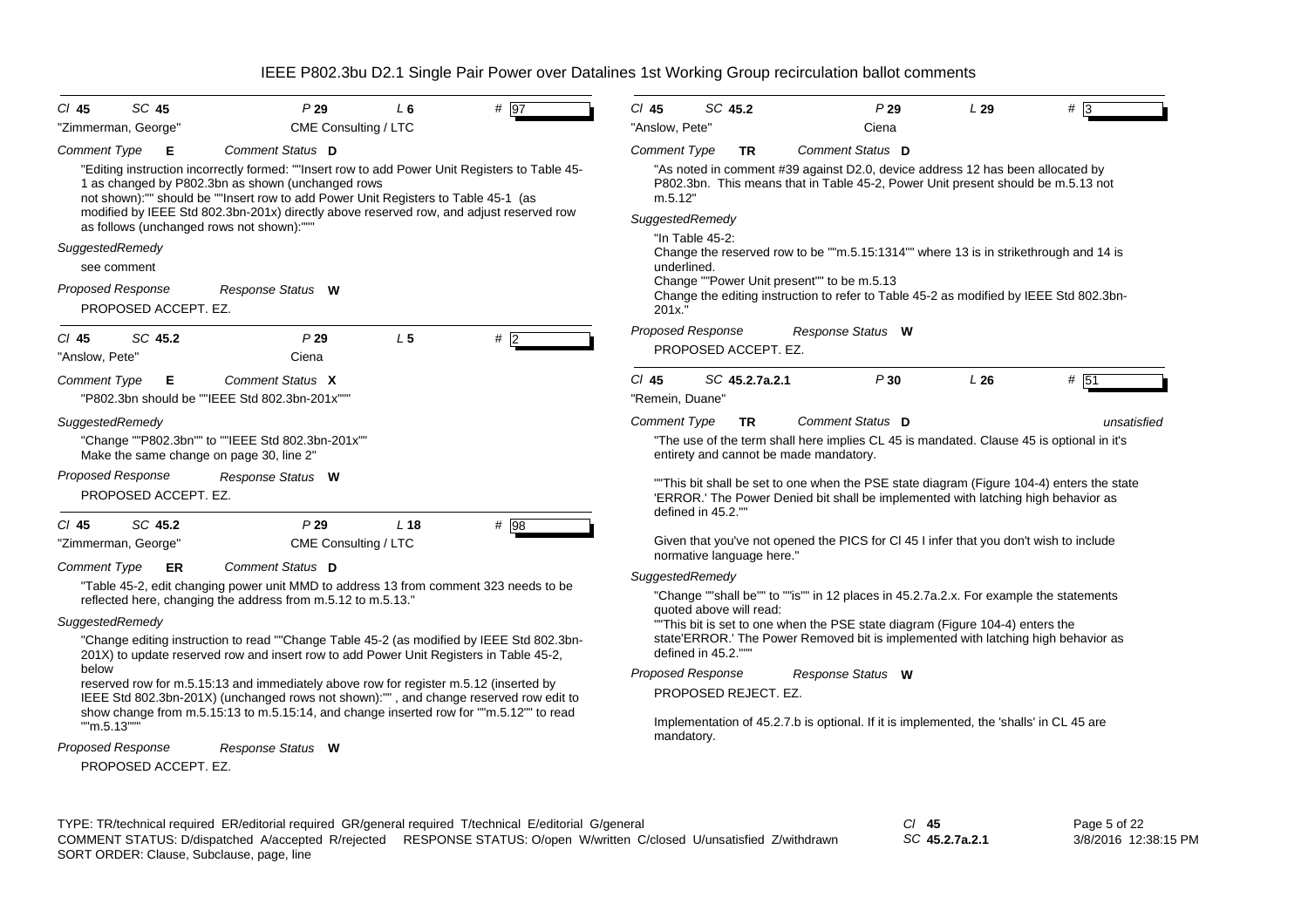IEEE P802.3bu D2.1 Single Pair Power over Datalines 1st Working Group recirculation ballot comments

Cl **45** SC **45** P **29** L **6** # **97**

"Zimmerman, George" CME Consulting / LTC

*Comment Type* **E** *Comment Status* **D**

"Editing instruction incorrectly formed: ""Insert row to add Power Unit Registers to Table 45-1 as changed by P802.3bn as shown (unchanged rows not shown):"" should be ""Insert row to add Power Unit Registers to Table 45-1 (as modified by IEEE Std 802.3bn-201x) directly above reserved row, and adjust reserved row as follows (unchanged rows not shown):"""

*SuggestedRemedy*

see comment

*Proposed Response* *Response Status* **W**

PROPOSED ACCEPT. EZ.

---

Cl **45** SC **45.2** P **29** L **5** # **2**

"Anslow, Pete" Ciena

*Comment Type* **E** *Comment Status* **X**

"P802.3bn should be ""IEEE Std 802.3bn-201x"""

*SuggestedRemedy*

"Change ""P802.3bn"" to ""IEEE Std 802.3bn-201x""
Make the same change on page 30, line 2"

*Proposed Response* *Response Status* **W**

PROPOSED ACCEPT. EZ.

---

Cl **45** SC **45.2** P **29** L **18** # **98**

"Zimmerman, George" CME Consulting / LTC

*Comment Type* **ER** *Comment Status* **D**

"Table 45-2, edit changing power unit MMD to address 13 from comment 323 needs to be reflected here, changing the address from m.5.12 to m.5.13."

*SuggestedRemedy*

"Change editing instruction to read ""Change Table 45-2 (as modified by IEEE Std 802.3bn-201X) to update reserved row and insert row to add Power Unit Registers in Table 45-2, below reserved row for m.5.15:13 and immediately above row for register m.5.12 (inserted by IEEE Std 802.3bn-201X) (unchanged rows not shown):"" , and change reserved row edit to show change from m.5.15:13 to m.5.15:14, and change inserted row for ""m.5.12"" to read ""m.5.13"""

*Proposed Response* *Response Status* **W**

PROPOSED ACCEPT. EZ.

---

Cl **45** SC **45.2** P **29** L **29** # **3**

"Anslow, Pete" Ciena

*Comment Type* **TR** *Comment Status* **D**

"As noted in comment #39 against D2.0, device address 12 has been allocated by P802.3bn. This means that in Table 45-2, Power Unit present should be m.5.13 not m.5.12"

*SuggestedRemedy*

"In Table 45-2:
Change the reserved row to be ""m.5.15:1314"" where 13 is in strikethrough and 14 is underlined.
Change ""Power Unit present"" to be m.5.13
Change the editing instruction to refer to Table 45-2 as modified by IEEE Std 802.3bn-201x."

*Proposed Response* *Response Status* **W**

PROPOSED ACCEPT. EZ.

---

Cl **45** SC **45.2.7a.2.1** P **30** L **26** # **51**

"Remein, Duane"

*Comment Type* **TR** *Comment Status* **D** *unsatisfied*

"The use of the term shall here implies CL 45 is mandated. Clause 45 is optional in it's entirety and cannot be made mandatory.

""This bit shall be set to one when the PSE state diagram (Figure 104-4) enters the state 'ERROR.' The Power Denied bit shall be implemented with latching high behavior as defined in 45.2.""

Given that you've not opened the PICS for Cl 45 I infer that you don't wish to include normative language here."

*SuggestedRemedy*

"Change ""shall be"" to ""is"" in 12 places in 45.2.7a.2.x. For example the statements quoted above will read:
""This bit is set to one when the PSE state diagram (Figure 104-4) enters the state'ERROR.' The Power Removed bit is implemented with latching high behavior as defined in 45.2."""

*Proposed Response* *Response Status* **W**

PROPOSED REJECT. EZ.

Implementation of 45.2.7.b is optional. If it is implemented, the 'shalls' in CL 45 are mandatory.

---

TYPE: TR/technical required ER/editorial required GR/general required T/technical E/editorial G/general
COMMENT STATUS: D/dispatched A/accepted R/rejected RESPONSE STATUS: O/open W/written C/closed U/unsatisfied Z/withdrawn
SORT ORDER: Clause, Subclause, page, line

Cl **45**
SC **45.2.7a.2.1**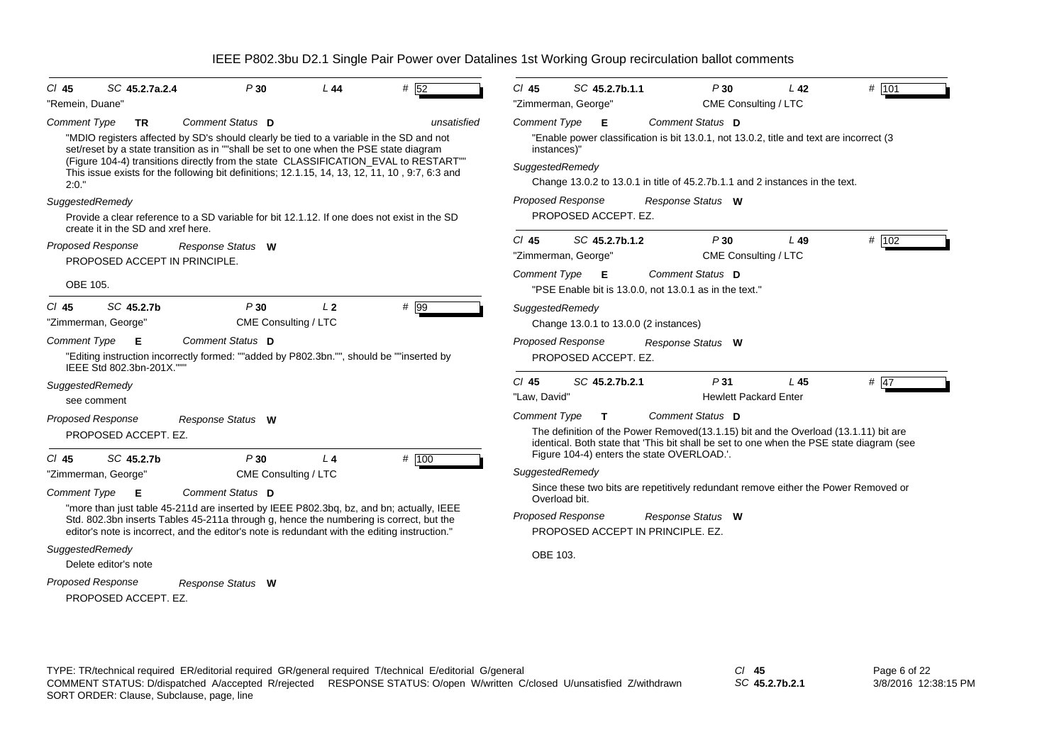**Cl** 45 **SC** 45.2.7a.2.4 **P** 30 **L** 44 **#** 52

"Remein, Duane"

**Comment Type** TR **Comment Status** D unsatisfied

"MDIO registers affected by SD's should clearly be tied to a variable in the SD and not set/reset by a state transition as in ""shall be set to one when the PSE state diagram (Figure 104-4) transitions directly from the state CLASSIFICATION_EVAL to RESTART"" This issue exists for the following bit definitions; 12.1.15, 14, 13, 12, 11, 10 , 9:7, 6:3 and 2:0."

*SuggestedRemedy*

Provide a clear reference to a SD variable for bit 12.1.12. If one does not exist in the SD create it in the SD and xref here.

*Proposed Response* *Response Status* W

PROPOSED ACCEPT IN PRINCIPLE.

OBE 105.

---

**Cl** 45 **SC** 45.2.7b **P** 30 **L** 2 **#** 99

"Zimmerman, George" CME Consulting / LTC

**Comment Type** E **Comment Status** D

"Editing instruction incorrectly formed: ""added by P802.3bn."", should be ""inserted by IEEE Std 802.3bn-201X."""

*SuggestedRemedy*

see comment

*Proposed Response* *Response Status* W

PROPOSED ACCEPT. EZ.

---

**Cl** 45 **SC** 45.2.7b **P** 30 **L** 4 **#** 100

"Zimmerman, George" CME Consulting / LTC

**Comment Type** E **Comment Status** D

"more than just table 45-211d are inserted by IEEE P802.3bq, bz, and bn; actually, IEEE Std. 802.3bn inserts Tables 45-211a through g, hence the numbering is correct, but the editor's note is incorrect, and the editor's note is redundant with the editing instruction."

*SuggestedRemedy*

Delete editor's note

*Proposed Response* *Response Status* W

PROPOSED ACCEPT. EZ.

---

**Cl** 45 **SC** 45.2.7b.1.1 **P** 30 **L** 42 **#** 101

"Zimmerman, George" CME Consulting / LTC

**Comment Type** E **Comment Status** D

"Enable power classification is bit 13.0.1, not 13.0.2, title and text are incorrect (3 instances)"

*SuggestedRemedy*

Change 13.0.2 to 13.0.1 in title of 45.2.7b.1.1 and 2 instances in the text.

*Proposed Response* *Response Status* W

PROPOSED ACCEPT. EZ.

---

**Cl** 45 **SC** 45.2.7b.1.2 **P** 30 **L** 49 **#** 102

"Zimmerman, George" CME Consulting / LTC

**Comment Type** E **Comment Status** D

"PSE Enable bit is 13.0.0, not 13.0.1 as in the text."

*SuggestedRemedy*

Change 13.0.1 to 13.0.0 (2 instances)

*Proposed Response* *Response Status* W

PROPOSED ACCEPT. EZ.

---

**Cl** 45 **SC** 45.2.7b.2.1 **P** 31 **L** 45 **#** 47

"Law, David" Hewlett Packard Enter

**Comment Type** T **Comment Status** D

The definition of the Power Removed(13.1.15) bit and the Overload (13.1.11) bit are identical. Both state that 'This bit shall be set to one when the PSE state diagram (see Figure 104-4) enters the state OVERLOAD.'.

*SuggestedRemedy*

Since these two bits are repetitively redundant remove either the Power Removed or Overload bit.

*Proposed Response* *Response Status* W

PROPOSED ACCEPT IN PRINCIPLE. EZ.

OBE 103.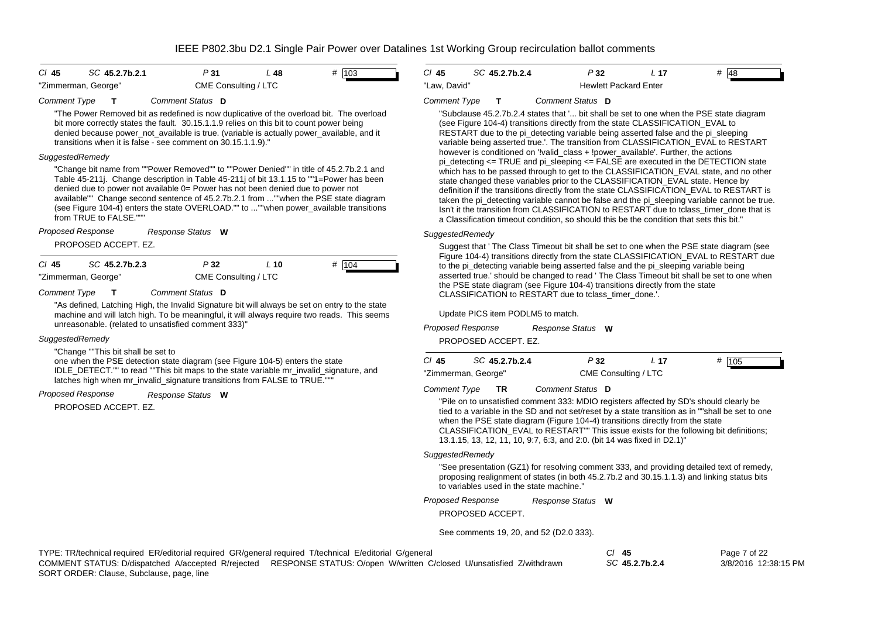# IEEE P802.3bu D2.1 Single Pair Power over Datalines 1st Working Group recirculation ballot comments

---

**Cl** 45 **SC** 45.2.7b.2.1 **P** 31 **L** 48 **#** 103

"Zimmerman, George" — CME Consulting / LTC

*Comment Type* **T** *Comment Status* **D**

"The Power Removed bit as redefined is now duplicative of the overload bit. The overload bit more correctly states the fault. 30.15.1.1.9 relies on this bit to count power being denied because power_not_available is true. (variable is actually power_available, and it transitions when it is false - see comment on 30.15.1.1.9)."

*SuggestedRemedy*

"Change bit name from ""Power Removed"" to ""Power Denied"" in title of 45.2.7b.2.1 and Table 45-211j. Change description in Table 45-211j of bit 13.1.15 to ""1=Power has been denied due to power not available 0= Power has not been denied due to power not available"" Change second sentence of 45.2.7b.2.1 from ...""when the PSE state diagram (see Figure 104-4) enters the state OVERLOAD."" to ...""when power_available transitions from TRUE to FALSE."""

*Proposed Response* *Response Status* **W**

PROPOSED ACCEPT. EZ.

---

**Cl** 45 **SC** 45.2.7b.2.3 **P** 32 **L** 10 **#** 104

"Zimmerman, George" — CME Consulting / LTC

*Comment Type* **T** *Comment Status* **D**

"As defined, Latching High, the Invalid Signature bit will always be set on entry to the state machine and will latch high. To be meaningful, it will always require two reads. This seems unreasonable. (related to unsatisfied comment 333)"

*SuggestedRemedy*

"Change ""This bit shall be set to one when the PSE detection state diagram (see Figure 104-5) enters the state IDLE_DETECT."" to read ""This bit maps to the state variable mr_invalid_signature, and latches high when mr_invalid_signature transitions from FALSE to TRUE."""

*Proposed Response* *Response Status* **W**

PROPOSED ACCEPT. EZ.

---

**Cl** 45 **SC** 45.2.7b.2.4 **P** 32 **L** 17 **#** 48

"Law, David" — Hewlett Packard Enter

*Comment Type* **T** *Comment Status* **D**

"Subclause 45.2.7b.2.4 states that '... bit shall be set to one when the PSE state diagram (see Figure 104-4) transitions directly from the state CLASSIFICATION_EVAL to RESTART due to the pi_detecting variable being asserted false and the pi_sleeping variable being asserted true.'. The transition from CLASSIFICATION_EVAL to RESTART however is conditioned on '!valid_class + !power_available'. Further, the actions pi_detecting <= TRUE and pi_sleeping <= FALSE are executed in the DETECTION state which has to be passed through to get to the CLASSIFICATION_EVAL state, and no other state changed these variables prior to the CLASSIFICATION_EVAL state. Hence by definition if the transitions directly from the state CLASSIFICATION_EVAL to RESTART is taken the pi_detecting variable cannot be false and the pi_sleeping variable cannot be true. Isn't it the transition from CLASSIFICATION to RESTART due to tclass_timer_done that is a Classification timeout condition, so should this be the condition that sets this bit."

*SuggestedRemedy*

Suggest that ' The Class Timeout bit shall be set to one when the PSE state diagram (see Figure 104-4) transitions directly from the state CLASSIFICATION_EVAL to RESTART due to the pi_detecting variable being asserted false and the pi_sleeping variable being asserted true.' should be changed to read ' The Class Timeout bit shall be set to one when the PSE state diagram (see Figure 104-4) transitions directly from the state CLASSIFICATION to RESTART due to tclass_timer_done.'.

Update PICS item PODLM5 to match.

*Proposed Response* *Response Status* **W**

PROPOSED ACCEPT. EZ.

---

**Cl** 45 **SC** 45.2.7b.2.4 **P** 32 **L** 17 **#** 105

"Zimmerman, George" — CME Consulting / LTC

*Comment Type* **TR** *Comment Status* **D**

"Pile on to unsatisfied comment 333: MDIO registers affected by SD's should clearly be tied to a variable in the SD and not set/reset by a state transition as in ""shall be set to one when the PSE state diagram (Figure 104-4) transitions directly from the state CLASSIFICATION_EVAL to RESTART"" This issue exists for the following bit definitions; 13.1.15, 13, 12, 11, 10, 9:7, 6:3, and 2:0. (bit 14 was fixed in D2.1)"

*SuggestedRemedy*

"See presentation (GZ1) for resolving comment 333, and providing detailed text of remedy, proposing realignment of states (in both 45.2.7b.2 and 30.15.1.1.3) and linking status bits to variables used in the state machine."

*Proposed Response* *Response Status* **W**

PROPOSED ACCEPT.

See comments 19, 20, and 52 (D2.0 333).

---

TYPE: TR/technical required ER/editorial required GR/general required T/technical E/editorial G/general
COMMENT STATUS: D/dispatched A/accepted R/rejected RESPONSE STATUS: O/open W/written C/closed U/unsatisfied Z/withdrawn
SORT ORDER: Clause, Subclause, page, line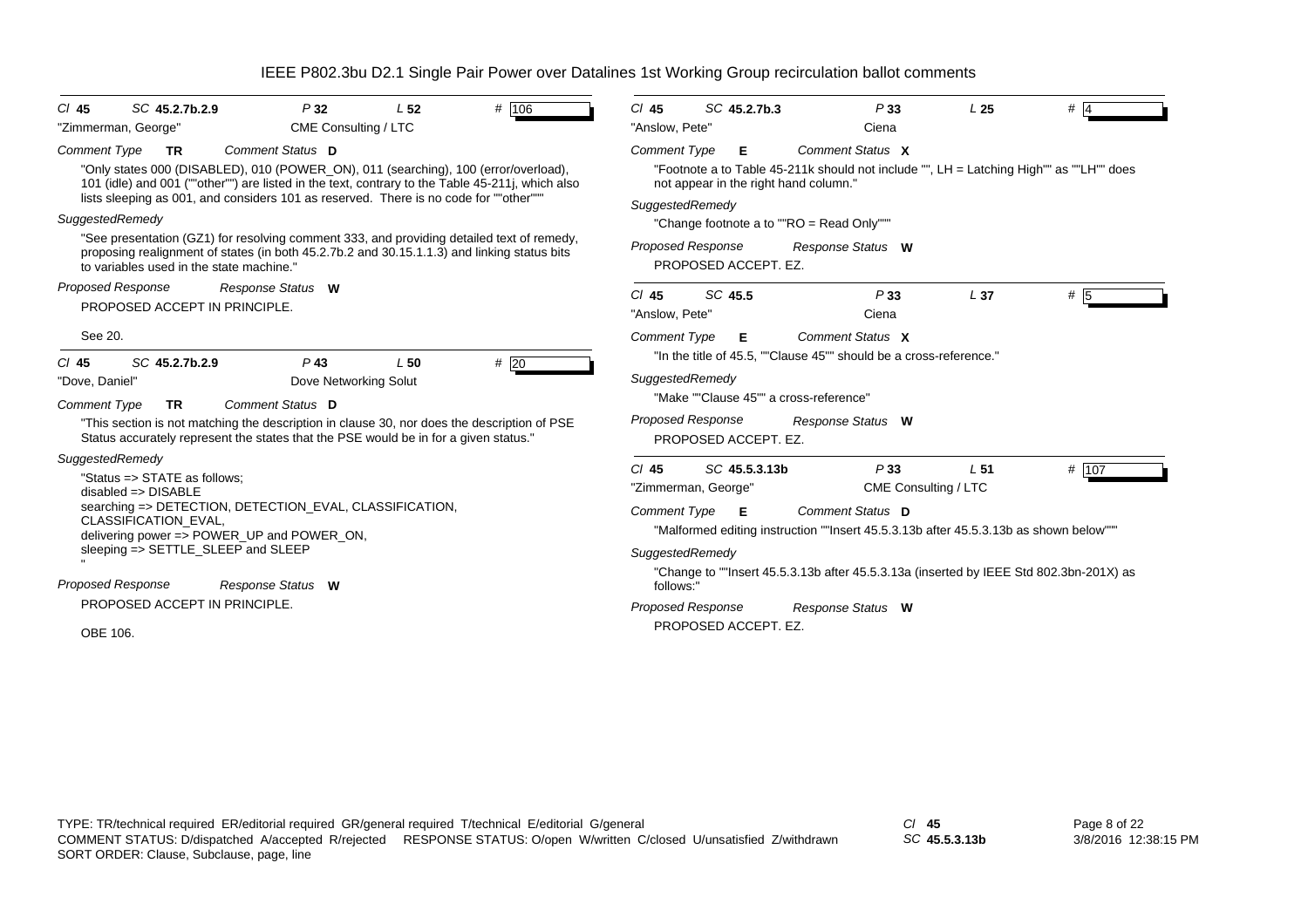| *Cl* **45** | *SC* **45.2.7b.2.9** | *P* **32** | *L* **52** | # 106 |
|---|---|---|---|---|
| "Zimmerman, George" | | CME Consulting / LTC | | |

*Comment Type* **TR** *Comment Status* **D**

"Only states 000 (DISABLED), 010 (POWER_ON), 011 (searching), 100 (error/overload), 101 (idle) and 001 (""other"") are listed in the text, contrary to the Table 45-211j, which also lists sleeping as 001, and considers 101 as reserved. There is no code for ""other"""

*SuggestedRemedy*

"See presentation (GZ1) for resolving comment 333, and providing detailed text of remedy, proposing realignment of states (in both 45.2.7b.2 and 30.15.1.1.3) and linking status bits to variables used in the state machine."

*Proposed Response* *Response Status* **W**

PROPOSED ACCEPT IN PRINCIPLE.

See 20.

---

| *Cl* **45** | *SC* **45.2.7b.2.9** | *P* **43** | *L* **50** | # 20 |
|---|---|---|---|---|
| "Dove, Daniel" | | Dove Networking Solut | | |

*Comment Type* **TR** *Comment Status* **D**

"This section is not matching the description in clause 30, nor does the description of PSE Status accurately represent the states that the PSE would be in for a given status."

*SuggestedRemedy*

"Status => STATE as follows;
disabled => DISABLE
searching => DETECTION, DETECTION_EVAL, CLASSIFICATION, CLASSIFICATION_EVAL,
delivering power => POWER_UP and POWER_ON,
sleeping => SETTLE_SLEEP and SLEEP
"

*Proposed Response* *Response Status* **W**

PROPOSED ACCEPT IN PRINCIPLE.

OBE 106.

---

| *Cl* **45** | *SC* **45.2.7b.3** | *P* **33** | *L* **25** | # 4 |
|---|---|---|---|---|
| "Anslow, Pete" | | Ciena | | |

*Comment Type* **E** *Comment Status* **X**

"Footnote a to Table 45-211k should not include "", LH = Latching High"" as ""LH"" does not appear in the right hand column."

*SuggestedRemedy*

"Change footnote a to ""RO = Read Only"""

*Proposed Response* *Response Status* **W**

PROPOSED ACCEPT. EZ.

---

| *Cl* **45** | *SC* **45.5** | *P* **33** | *L* **37** | # 5 |
|---|---|---|---|---|
| "Anslow, Pete" | | Ciena | | |

*Comment Type* **E** *Comment Status* **X**

"In the title of 45.5, ""Clause 45"" should be a cross-reference."

*SuggestedRemedy*

"Make ""Clause 45"" a cross-reference"

*Proposed Response* *Response Status* **W**

PROPOSED ACCEPT. EZ.

---

| *Cl* **45** | *SC* **45.5.3.13b** | *P* **33** | *L* **51** | # 107 |
|---|---|---|---|---|
| "Zimmerman, George" | | CME Consulting / LTC | | |

*Comment Type* **E** *Comment Status* **D**

"Malformed editing instruction ""Insert 45.5.3.13b after 45.5.3.13b as shown below"""

*SuggestedRemedy*

"Change to ""Insert 45.5.3.13b after 45.5.3.13a (inserted by IEEE Std 802.3bn-201X) as follows:"

*Proposed Response* *Response Status* **W**

PROPOSED ACCEPT. EZ.

---

TYPE: TR/technical required ER/editorial required GR/general required T/technical E/editorial G/general
COMMENT STATUS: D/dispatched A/accepted R/rejected RESPONSE STATUS: O/open W/written C/closed U/unsatisfied Z/withdrawn
SORT ORDER: Clause, Subclause, page, line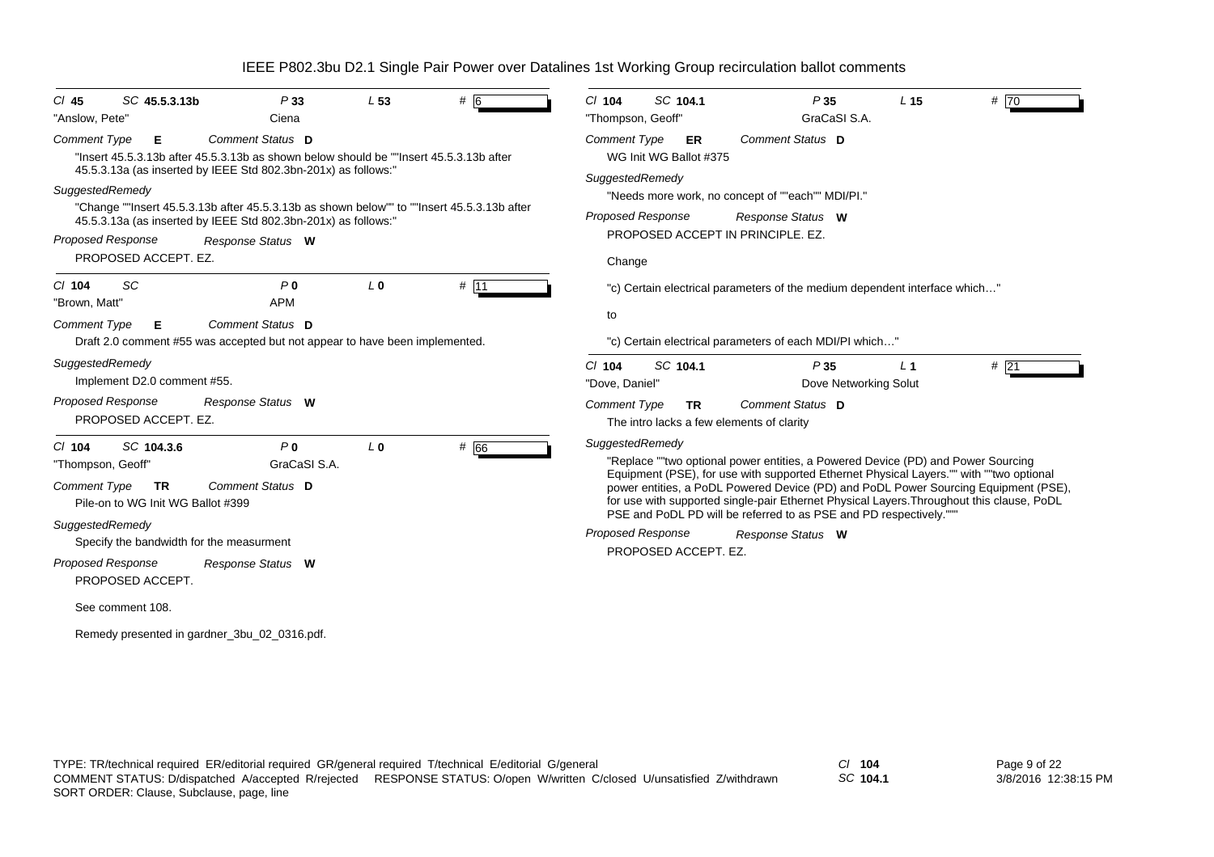# IEEE P802.3bu D2.1 Single Pair Power over Datalines 1st Working Group recirculation ballot comments

---

*Cl* **45** *SC* **45.5.3.13b** *P* **33** *L* **53** *#* **6**

"Anslow, Pete" Ciena

*Comment Type* **E** *Comment Status* **D**

"Insert 45.5.3.13b after 45.5.3.13b as shown below should be ""Insert 45.5.3.13b after 45.5.3.13a (as inserted by IEEE Std 802.3bn-201x) as follows:"

*SuggestedRemedy*

"Change ""Insert 45.5.3.13b after 45.5.3.13b as shown below"" to ""Insert 45.5.3.13b after 45.5.3.13a (as inserted by IEEE Std 802.3bn-201x) as follows:"

*Proposed Response* *Response Status* **W**

PROPOSED ACCEPT. EZ.

---

*Cl* **104** *SC* *P* **0** *L* **0** *#* **11**

"Brown, Matt" APM

*Comment Type* **E** *Comment Status* **D**

Draft 2.0 comment #55 was accepted but not appear to have been implemented.

*SuggestedRemedy*

Implement D2.0 comment #55.

*Proposed Response* *Response Status* **W**

PROPOSED ACCEPT. EZ.

---

*Cl* **104** *SC* **104.3.6** *P* **0** *L* **0** *#* **66**

"Thompson, Geoff" GraCaSI S.A.

*Comment Type* **TR** *Comment Status* **D**

Pile-on to WG Init WG Ballot #399

*SuggestedRemedy*

Specify the bandwidth for the measurment

*Proposed Response* *Response Status* **W**

PROPOSED ACCEPT.

See comment 108.

Remedy presented in gardner_3bu_02_0316.pdf.

---

*Cl* **104** *SC* **104.1** *P* **35** *L* **15** *#* **70**

"Thompson, Geoff" GraCaSI S.A.

*Comment Type* **ER** *Comment Status* **D**

WG Init WG Ballot #375

*SuggestedRemedy*

"Needs more work, no concept of ""each"" MDI/PI."

*Proposed Response* *Response Status* **W**

PROPOSED ACCEPT IN PRINCIPLE. EZ.

Change

"c) Certain electrical parameters of the medium dependent interface which…"

to

"c) Certain electrical parameters of each MDI/PI which…"

---

*Cl* **104** *SC* **104.1** *P* **35** *L* **1** *#* **21**

"Dove, Daniel" Dove Networking Solut

*Comment Type* **TR** *Comment Status* **D**

The intro lacks a few elements of clarity

*SuggestedRemedy*

"Replace ""two optional power entities, a Powered Device (PD) and Power Sourcing Equipment (PSE), for use with supported Ethernet Physical Layers."" with ""two optional power entities, a PoDL Powered Device (PD) and PoDL Power Sourcing Equipment (PSE), for use with supported single-pair Ethernet Physical Layers.Throughout this clause, PoDL PSE and PoDL PD will be referred to as PSE and PD respectively."""

*Proposed Response* *Response Status* **W**

PROPOSED ACCEPT. EZ.

---

TYPE: TR/technical required ER/editorial required GR/general required T/technical E/editorial G/general
COMMENT STATUS: D/dispatched A/accepted R/rejected RESPONSE STATUS: O/open W/written C/closed U/unsatisfied Z/withdrawn
SORT ORDER: Clause, Subclause, page, line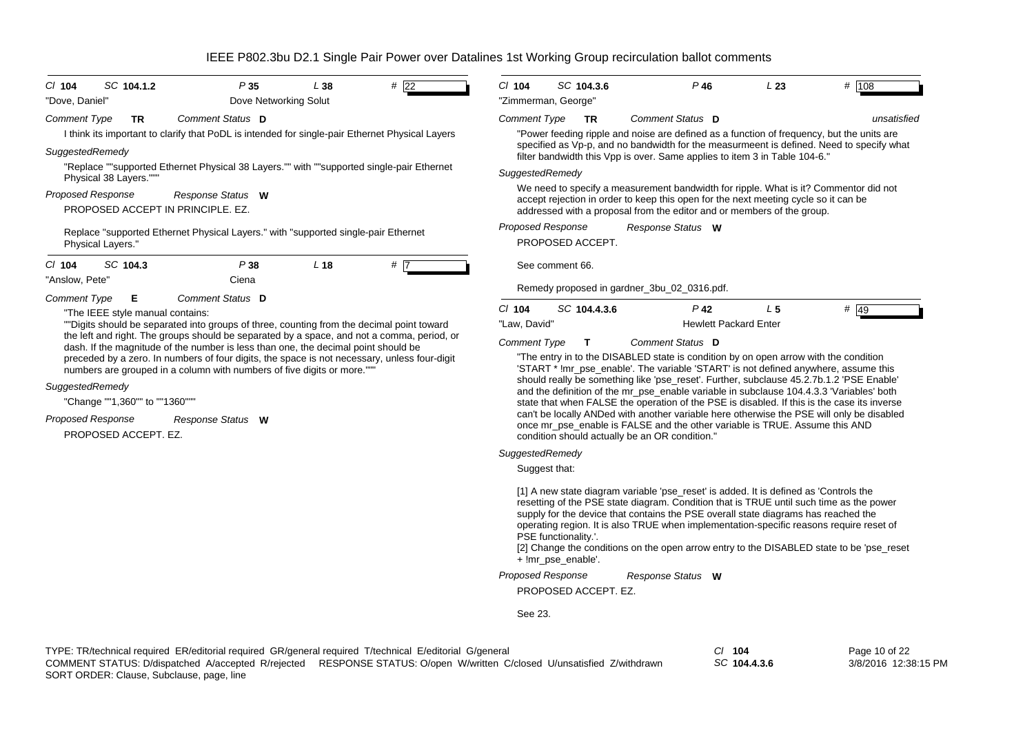| Cl 104 | SC 104.1.2 | P 35 | L 38 | # 22 |
|---|---|---|---|---|

"Dove, Daniel" — Dove Networking Solut

*Comment Type* **TR** — *Comment Status* **D**

I think its important to clarify that PoDL is intended for single-pair Ethernet Physical Layers

*SuggestedRemedy*

"Replace ""supported Ethernet Physical 38 Layers."" with ""supported single-pair Ethernet Physical 38 Layers."""

*Proposed Response* — *Response Status* **W**

PROPOSED ACCEPT IN PRINCIPLE. EZ.

Replace "supported Ethernet Physical Layers." with "supported single-pair Ethernet Physical Layers."

---

| Cl 104 | SC 104.3 | P 38 | L 18 | # 7 |
|---|---|---|---|---|

"Anslow, Pete" — Ciena

*Comment Type* **E** — *Comment Status* **D**

"The IEEE style manual contains:
""Digits should be separated into groups of three, counting from the decimal point toward the left and right. The groups should be separated by a space, and not a comma, period, or dash. If the magnitude of the number is less than one, the decimal point should be preceded by a zero. In numbers of four digits, the space is not necessary, unless four-digit numbers are grouped in a column with numbers of five digits or more."""

*SuggestedRemedy*

"Change ""1,360"" to ""1360"""

*Proposed Response* — *Response Status* **W**

PROPOSED ACCEPT. EZ.

---

| Cl 104 | SC 104.3.6 | P 46 | L 23 | # 108 |
|---|---|---|---|---|

"Zimmerman, George"

*Comment Type* **TR** — *Comment Status* **D** — *unsatisfied*

"Power feeding ripple and noise are defined as a function of frequency, but the units are specified as Vp-p, and no bandwidth for the measurmeent is defined. Need to specify what filter bandwidth this Vpp is over. Same applies to item 3 in Table 104-6."

*SuggestedRemedy*

We need to specify a measurement bandwidth for ripple. What is it? Commentor did not accept rejection in order to keep this open for the next meeting cycle so it can be addressed with a proposal from the editor and or members of the group.

*Proposed Response* — *Response Status* **W**

PROPOSED ACCEPT.

See comment 66.

Remedy proposed in gardner_3bu_02_0316.pdf.

---

| Cl 104 | SC 104.4.3.6 | P 42 | L 5 | # 49 |
|---|---|---|---|---|

"Law, David" — Hewlett Packard Enter

*Comment Type* **T** — *Comment Status* **D**

"The entry in to the DISABLED state is condition by on open arrow with the condition 'START * !mr_pse_enable'. The variable 'START' is not defined anywhere, assume this should really be something like 'pse_reset'. Further, subclause 45.2.7b.1.2 'PSE Enable' and the definition of the mr_pse_enable variable in subclause 104.4.3.3 'Variables' both state that when FALSE the operation of the PSE is disabled. If this is the case its inverse can't be locally ANDed with another variable here otherwise the PSE will only be disabled once mr_pse_enable is FALSE and the other variable is TRUE. Assume this AND condition should actually be an OR condition."

*SuggestedRemedy*

Suggest that:

[1] A new state diagram variable 'pse_reset' is added. It is defined as 'Controls the resetting of the PSE state diagram. Condition that is TRUE until such time as the power supply for the device that contains the PSE overall state diagrams has reached the operating region. It is also TRUE when implementation-specific reasons require reset of PSE functionality.'.
[2] Change the conditions on the open arrow entry to the DISABLED state to be 'pse_reset + !mr_pse_enable'.

*Proposed Response* — *Response Status* **W**

PROPOSED ACCEPT. EZ.

See 23.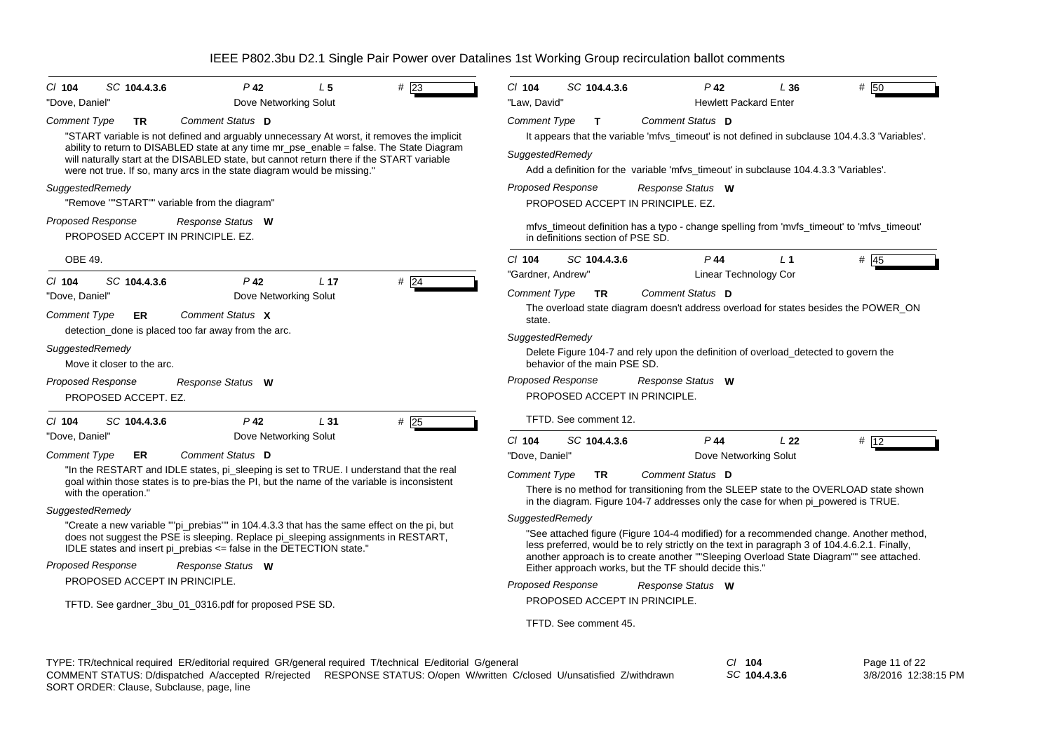# IEEE P802.3bu D2.1 Single Pair Power over Datalines 1st Working Group recirculation ballot comments

**Cl** 104 **SC** 104.4.3.6 **P** 42 **L** 5 **#** 23

"Dove, Daniel" Dove Networking Solut

*Comment Type* **TR** *Comment Status* **D**

"START variable is not defined and arguably unnecessary At worst, it removes the implicit ability to return to DISABLED state at any time mr_pse_enable = false. The State Diagram will naturally start at the DISABLED state, but cannot return there if the START variable were not true. If so, many arcs in the state diagram would be missing."

*SuggestedRemedy*

"Remove ""START"" variable from the diagram"

*Proposed Response* *Response Status* **W**

PROPOSED ACCEPT IN PRINCIPLE. EZ.

OBE 49.

---

**Cl** 104 **SC** 104.4.3.6 **P** 42 **L** 17 **#** 24

"Dove, Daniel" Dove Networking Solut

*Comment Type* **ER** *Comment Status* **X**

detection_done is placed too far away from the arc.

*SuggestedRemedy*

Move it closer to the arc.

*Proposed Response* *Response Status* **W**

PROPOSED ACCEPT. EZ.

---

**Cl** 104 **SC** 104.4.3.6 **P** 42 **L** 31 **#** 25

"Dove, Daniel" Dove Networking Solut

*Comment Type* **ER** *Comment Status* **D**

"In the RESTART and IDLE states, pi_sleeping is set to TRUE. I understand that the real goal within those states is to pre-bias the PI, but the name of the variable is inconsistent with the operation."

*SuggestedRemedy*

"Create a new variable ""pi_prebias"" in 104.4.3.3 that has the same effect on the pi, but does not suggest the PSE is sleeping. Replace pi_sleeping assignments in RESTART, IDLE states and insert pi_prebias <= false in the DETECTION state."

*Proposed Response* *Response Status* **W**

PROPOSED ACCEPT IN PRINCIPLE.

TFTD. See gardner_3bu_01_0316.pdf for proposed PSE SD.

---

**Cl** 104 **SC** 104.4.3.6 **P** 42 **L** 36 **#** 50

"Law, David" Hewlett Packard Enter

*Comment Type* **T** *Comment Status* **D**

It appears that the variable 'mfvs_timeout' is not defined in subclause 104.4.3.3 'Variables'.

*SuggestedRemedy*

Add a definition for the variable 'mfvs_timeout' in subclause 104.4.3.3 'Variables'.

*Proposed Response* *Response Status* **W**

PROPOSED ACCEPT IN PRINCIPLE. EZ.

mfvs_timeout definition has a typo - change spelling from 'mvfs_timeout' to 'mfvs_timeout' in definitions section of PSE SD.

---

**Cl** 104 **SC** 104.4.3.6 **P** 44 **L** 1 **#** 45

"Gardner, Andrew" Linear Technology Cor

*Comment Type* **TR** *Comment Status* **D**

The overload state diagram doesn't address overload for states besides the POWER_ON state.

*SuggestedRemedy*

Delete Figure 104-7 and rely upon the definition of overload_detected to govern the behavior of the main PSE SD.

*Proposed Response* *Response Status* **W**

PROPOSED ACCEPT IN PRINCIPLE.

TFTD. See comment 12.

---

**Cl** 104 **SC** 104.4.3.6 **P** 44 **L** 22 **#** 12

"Dove, Daniel" Dove Networking Solut

*Comment Type* **TR** *Comment Status* **D**

There is no method for transitioning from the SLEEP state to the OVERLOAD state shown in the diagram. Figure 104-7 addresses only the case for when pi_powered is TRUE.

*SuggestedRemedy*

"See attached figure (Figure 104-4 modified) for a recommended change. Another method, less preferred, would be to rely strictly on the text in paragraph 3 of 104.4.6.2.1. Finally, another approach is to create another ""Sleeping Overload State Diagram"" see attached. Either approach works, but the TF should decide this."

*Proposed Response* *Response Status* **W**

PROPOSED ACCEPT IN PRINCIPLE.

TFTD. See comment 45.

---

TYPE: TR/technical required ER/editorial required GR/general required T/technical E/editorial G/general
COMMENT STATUS: D/dispatched A/accepted R/rejected RESPONSE STATUS: O/open W/written C/closed U/unsatisfied Z/withdrawn
SORT ORDER: Clause, Subclause, page, line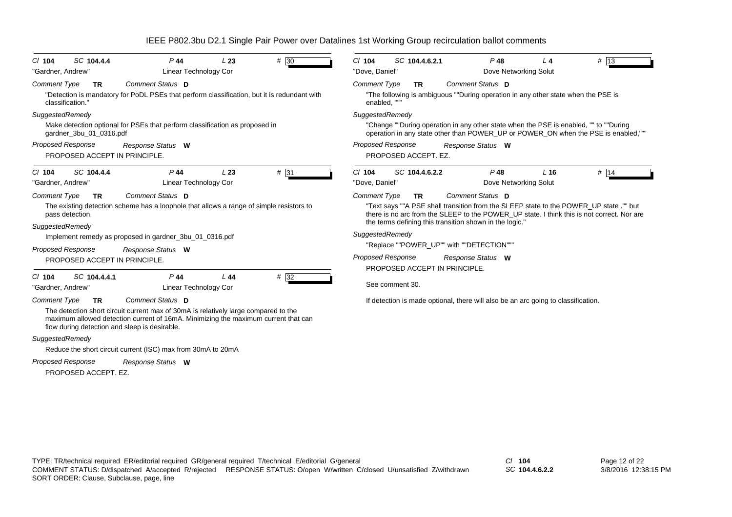IEEE P802.3bu D2.1 Single Pair Power over Datalines 1st Working Group recirculation ballot comments

---

Cl **104** SC **104.4.4** P **44** L **23** # **30**

"Gardner, Andrew" Linear Technology Cor

*Comment Type* **TR** *Comment Status* **D**

"Detection is mandatory for PoDL PSEs that perform classification, but it is redundant with classification."

*SuggestedRemedy*

Make detection optional for PSEs that perform classification as proposed in gardner_3bu_01_0316.pdf

*Proposed Response* *Response Status* **W**

PROPOSED ACCEPT IN PRINCIPLE.

---

Cl **104** SC **104.4.4** P **44** L **23** # **31**

"Gardner, Andrew" Linear Technology Cor

*Comment Type* **TR** *Comment Status* **D**

The existing detection scheme has a loophole that allows a range of simple resistors to pass detection.

*SuggestedRemedy*

Implement remedy as proposed in gardner_3bu_01_0316.pdf

*Proposed Response* *Response Status* **W**

PROPOSED ACCEPT IN PRINCIPLE.

---

Cl **104** SC **104.4.4.1** P **44** L **44** # **32**

"Gardner, Andrew" Linear Technology Cor

*Comment Type* **TR** *Comment Status* **D**

The detection short circuit current max of 30mA is relatively large compared to the maximum allowed detection current of 16mA. Minimizing the maximum current that can flow during detection and sleep is desirable.

*SuggestedRemedy*

Reduce the short circuit current (ISC) max from 30mA to 20mA

*Proposed Response* *Response Status* **W**

PROPOSED ACCEPT. EZ.

---

Cl **104** SC **104.4.6.2.1** P **48** L **4** # **13**

"Dove, Daniel" Dove Networking Solut

*Comment Type* **TR** *Comment Status* **D**

"The following is ambiguous ""During operation in any other state when the PSE is enabled, """

*SuggestedRemedy*

"Change ""During operation in any other state when the PSE is enabled, "" to ""During operation in any state other than POWER_UP or POWER_ON when the PSE is enabled,"""

*Proposed Response* *Response Status* **W**

PROPOSED ACCEPT. EZ.

---

Cl **104** SC **104.4.6.2.2** P **48** L **16** # **14**

"Dove, Daniel" Dove Networking Solut

*Comment Type* **TR** *Comment Status* **D**

"Text says ""A PSE shall transition from the SLEEP state to the POWER_UP state ."" but there is no arc from the SLEEP to the POWER_UP state. I think this is not correct. Nor are the terms defining this transition shown in the logic."

*SuggestedRemedy*

"Replace ""POWER_UP"" with ""DETECTION"""

*Proposed Response* *Response Status* **W**

PROPOSED ACCEPT IN PRINCIPLE.

See comment 30.

If detection is made optional, there will also be an arc going to classification.

---

TYPE: TR/technical required ER/editorial required GR/general required T/technical E/editorial G/general
COMMENT STATUS: D/dispatched A/accepted R/rejected RESPONSE STATUS: O/open W/written C/closed U/unsatisfied Z/withdrawn
SORT ORDER: Clause, Subclause, page, line

Cl **104**
SC **104.4.6.2.2**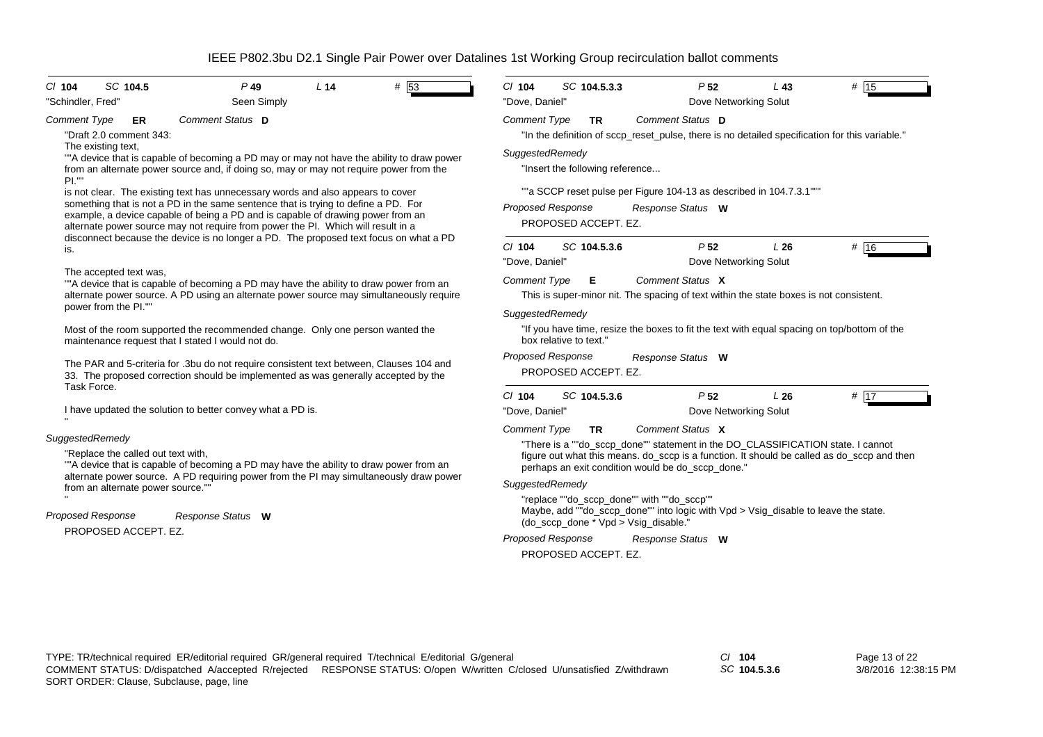**Cl** 104 **SC** 104.5 **P** 49 **L** 14 **#** 53

"Schindler, Fred" Seen Simply

**Comment Type** ER **Comment Status** D

"Draft 2.0 comment 343:
The existing text,
""A device that is capable of becoming a PD may or may not have the ability to draw power from an alternate power source and, if doing so, may or may not require power from the PI.""
is not clear. The existing text has unnecessary words and also appears to cover something that is not a PD in the same sentence that is trying to define a PD. For example, a device capable of being a PD and is capable of drawing power from an alternate power source may not require from power the PI. Which will result in a disconnect because the device is no longer a PD. The proposed text focus on what a PD is.

The accepted text was,
""A device that is capable of becoming a PD may have the ability to draw power from an alternate power source. A PD using an alternate power source may simultaneously require power from the PI.""

Most of the room supported the recommended change. Only one person wanted the maintenance request that I stated I would not do.

The PAR and 5-criteria for .3bu do not require consistent text between, Clauses 104 and 33. The proposed correction should be implemented as was generally accepted by the Task Force.

I have updated the solution to better convey what a PD is.
"

*SuggestedRemedy*

"Replace the called out text with,
""A device that is capable of becoming a PD may have the ability to draw power from an alternate power source. A PD requiring power from the PI may simultaneously draw power from an alternate power source.""
"

*Proposed Response* *Response Status* W

PROPOSED ACCEPT. EZ.

---

**Cl** 104 **SC** 104.5.3.3 **P** 52 **L** 43 **#** 15

"Dove, Daniel" Dove Networking Solut

**Comment Type** TR **Comment Status** D

"In the definition of sccp_reset_pulse, there is no detailed specification for this variable."

*SuggestedRemedy*

"Insert the following reference...

""a SCCP reset pulse per Figure 104-13 as described in 104.7.3.1"""

*Proposed Response* *Response Status* W

PROPOSED ACCEPT. EZ.

---

**Cl** 104 **SC** 104.5.3.6 **P** 52 **L** 26 **#** 16

"Dove, Daniel" Dove Networking Solut

**Comment Type** E **Comment Status** X

This is super-minor nit. The spacing of text within the state boxes is not consistent.

*SuggestedRemedy*

"If you have time, resize the boxes to fit the text with equal spacing on top/bottom of the box relative to text."

*Proposed Response* *Response Status* W

PROPOSED ACCEPT. EZ.

---

**Cl** 104 **SC** 104.5.3.6 **P** 52 **L** 26 **#** 17

"Dove, Daniel" Dove Networking Solut

**Comment Type** TR **Comment Status** X

"There is a ""do_sccp_done"" statement in the DO_CLASSIFICATION state. I cannot figure out what this means. do_sccp is a function. It should be called as do_sccp and then perhaps an exit condition would be do_sccp_done."

*SuggestedRemedy*

"replace ""do_sccp_done"" with ""do_sccp""
Maybe, add ""do_sccp_done"" into logic with Vpd > Vsig_disable to leave the state.
(do_sccp_done * Vpd > Vsig_disable."

*Proposed Response* *Response Status* W

PROPOSED ACCEPT. EZ.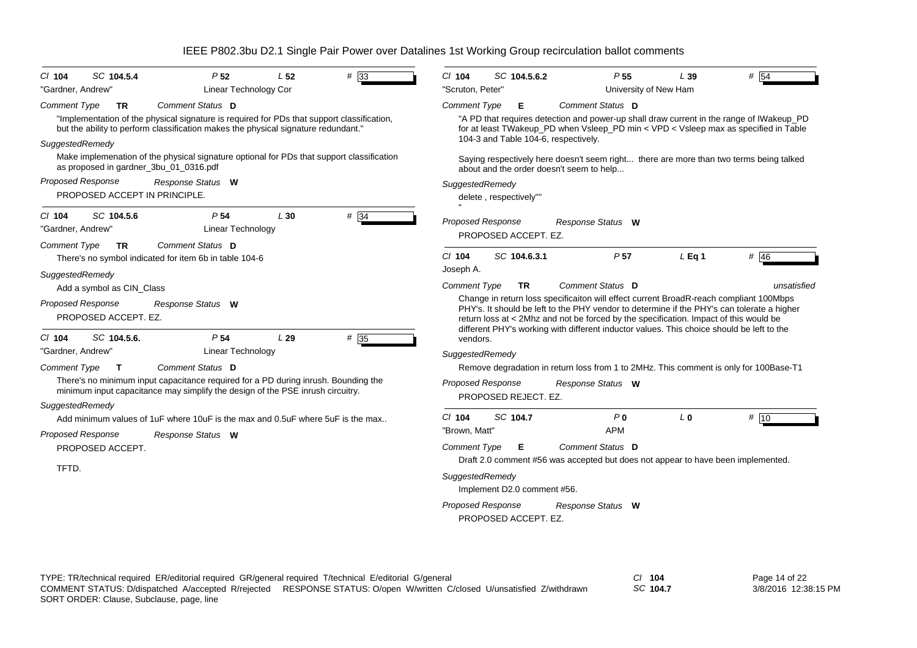# IEEE P802.3bu D2.1 Single Pair Power over Datalines 1st Working Group recirculation ballot comments

---

Cl **104** SC **104.5.4** P **52** L **52** # **33**

"Gardner, Andrew" — Linear Technology Cor

*Comment Type* **TR** *Comment Status* **D**

"Implementation of the physical signature is required for PDs that support classification, but the ability to perform classification makes the physical signature redundant."

*SuggestedRemedy*

Make implemenation of the physical signature optional for PDs that support classification as proposed in gardner_3bu_01_0316.pdf

*Proposed Response* *Response Status* **W**

PROPOSED ACCEPT IN PRINCIPLE.

---

Cl **104** SC **104.5.6** P **54** L **30** # **34**

"Gardner, Andrew" — Linear Technology

*Comment Type* **TR** *Comment Status* **D**

There's no symbol indicated for item 6b in table 104-6

*SuggestedRemedy*

Add a symbol as CIN_Class

*Proposed Response* *Response Status* **W**

PROPOSED ACCEPT. EZ.

---

Cl **104** SC **104.5.6.** P **54** L **29** # **35**

"Gardner, Andrew" — Linear Technology

*Comment Type* **T** *Comment Status* **D**

There's no minimum input capacitance required for a PD during inrush. Bounding the minimum input capacitance may simplify the design of the PSE inrush circuitry.

*SuggestedRemedy*

Add minimum values of 1uF where 10uF is the max and 0.5uF where 5uF is the max..

*Proposed Response* *Response Status* **W**

PROPOSED ACCEPT.

TFTD.

---

Cl **104** SC **104.5.6.2** P **55** L **39** # **54**

"Scruton, Peter" — University of New Ham

*Comment Type* **E** *Comment Status* **D**

"A PD that requires detection and power-up shall draw current in the range of IWakeup_PD for at least TWakeup_PD when Vsleep_PD min < VPD < Vsleep max as specified in Table 104-3 and Table 104-6, respectively.

Saying respectively here doesn't seem right... there are more than two terms being talked about and the order doesn't seem to help...

*SuggestedRemedy*

delete , respectively""

"

*Proposed Response* *Response Status* **W**

PROPOSED ACCEPT. EZ.

---

Cl **104** SC **104.6.3.1** P **57** L **Eq 1** # **46**

Joseph A.

*Comment Type* **TR** *Comment Status* **D** — unsatisfied

Change in return loss specificaiton will effect current BroadR-reach compliant 100Mbps PHY's. It should be left to the PHY vendor to determine if the PHY's can tolerate a higher return loss at < 2Mhz and not be forced by the specification. Impact of this would be different PHY's working with different inductor values. This choice should be left to the vendors.

*SuggestedRemedy*

Remove degradation in return loss from 1 to 2MHz. This comment is only for 100Base-T1

*Proposed Response* *Response Status* **W**

PROPOSED REJECT. EZ.

---

Cl **104** SC **104.7** P **0** L **0** # **10**

"Brown, Matt" — APM

*Comment Type* **E** *Comment Status* **D**

Draft 2.0 comment #56 was accepted but does not appear to have been implemented.

*SuggestedRemedy*

Implement D2.0 comment #56.

*Proposed Response* *Response Status* **W**

PROPOSED ACCEPT. EZ.

---

TYPE: TR/technical required ER/editorial required GR/general required T/technical E/editorial G/general
COMMENT STATUS: D/dispatched A/accepted R/rejected RESPONSE STATUS: O/open W/written C/closed U/unsatisfied Z/withdrawn
SORT ORDER: Clause, Subclause, page, line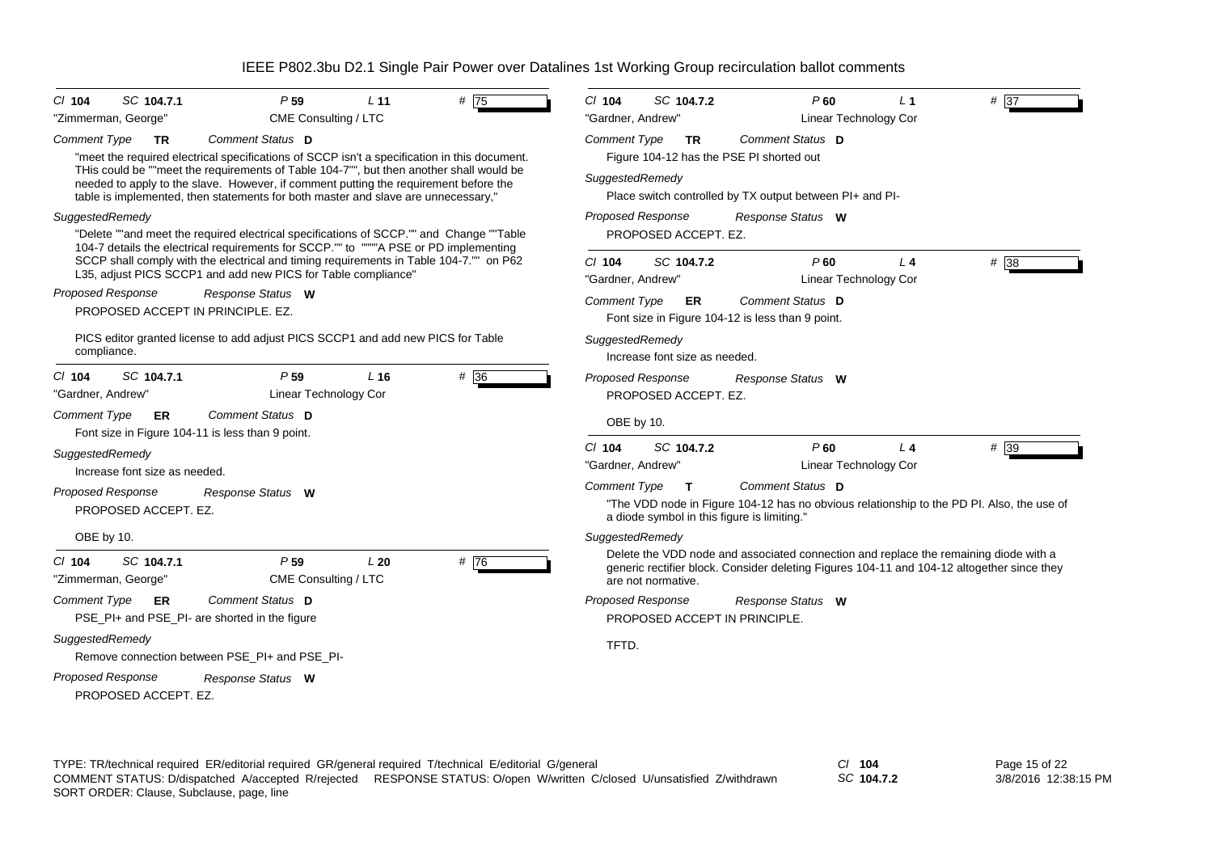# IEEE P802.3bu D2.1 Single Pair Power over Datalines 1st Working Group recirculation ballot comments

Cl **104** SC **104.7.1** P **59** L **11** # 75

"Zimmerman, George" CME Consulting / LTC

*Comment Type* **TR** *Comment Status* **D**

"meet the required electrical specifications of SCCP isn't a specification in this document. THis could be ""meet the requirements of Table 104-7"", but then another shall would be needed to apply to the slave. However, if comment putting the requirement before the table is implemented, then statements for both master and slave are unnecessary,"

*SuggestedRemedy*

"Delete ""and meet the required electrical specifications of SCCP."" and Change ""Table 104-7 details the electrical requirements for SCCP."" to """"A PSE or PD implementing SCCP shall comply with the electrical and timing requirements in Table 104-7."" on P62 L35, adjust PICS SCCP1 and add new PICS for Table compliance"

*Proposed Response* *Response Status* **W**

PROPOSED ACCEPT IN PRINCIPLE. EZ.

PICS editor granted license to add adjust PICS SCCP1 and add new PICS for Table compliance.

---

Cl **104** SC **104.7.1** P **59** L **16** # 36

"Gardner, Andrew" Linear Technology Cor

*Comment Type* **ER** *Comment Status* **D**

Font size in Figure 104-11 is less than 9 point.

*SuggestedRemedy*

Increase font size as needed.

*Proposed Response* *Response Status* **W**

PROPOSED ACCEPT. EZ.

OBE by 10.

---

Cl **104** SC **104.7.1** P **59** L **20** # 76

"Zimmerman, George" CME Consulting / LTC

*Comment Type* **ER** *Comment Status* **D**

PSE_PI+ and PSE_PI- are shorted in the figure

*SuggestedRemedy*

Remove connection between PSE_PI+ and PSE_PI-

*Proposed Response* *Response Status* **W**

PROPOSED ACCEPT. EZ.

---

Cl **104** SC **104.7.2** P **60** L **1** # 37

"Gardner, Andrew" Linear Technology Cor

*Comment Type* **TR** *Comment Status* **D**

Figure 104-12 has the PSE PI shorted out

*SuggestedRemedy*

Place switch controlled by TX output between PI+ and PI-

*Proposed Response* *Response Status* **W**

PROPOSED ACCEPT. EZ.

---

Cl **104** SC **104.7.2** P **60** L **4** # 38

"Gardner, Andrew" Linear Technology Cor

*Comment Type* **ER** *Comment Status* **D**

Font size in Figure 104-12 is less than 9 point.

*SuggestedRemedy*

Increase font size as needed.

*Proposed Response* *Response Status* **W**

PROPOSED ACCEPT. EZ.

OBE by 10.

---

Cl **104** SC **104.7.2** P **60** L **4** # 39

"Gardner, Andrew" Linear Technology Cor

*Comment Type* **T** *Comment Status* **D**

"The VDD node in Figure 104-12 has no obvious relationship to the PD PI. Also, the use of a diode symbol in this figure is limiting."

*SuggestedRemedy*

Delete the VDD node and associated connection and replace the remaining diode with a generic rectifier block. Consider deleting Figures 104-11 and 104-12 altogether since they are not normative.

*Proposed Response* *Response Status* **W**

PROPOSED ACCEPT IN PRINCIPLE.

TFTD.

---

TYPE: TR/technical required ER/editorial required GR/general required T/technical E/editorial G/general
COMMENT STATUS: D/dispatched A/accepted R/rejected RESPONSE STATUS: O/open W/written C/closed U/unsatisfied Z/withdrawn
SORT ORDER: Clause, Subclause, page, line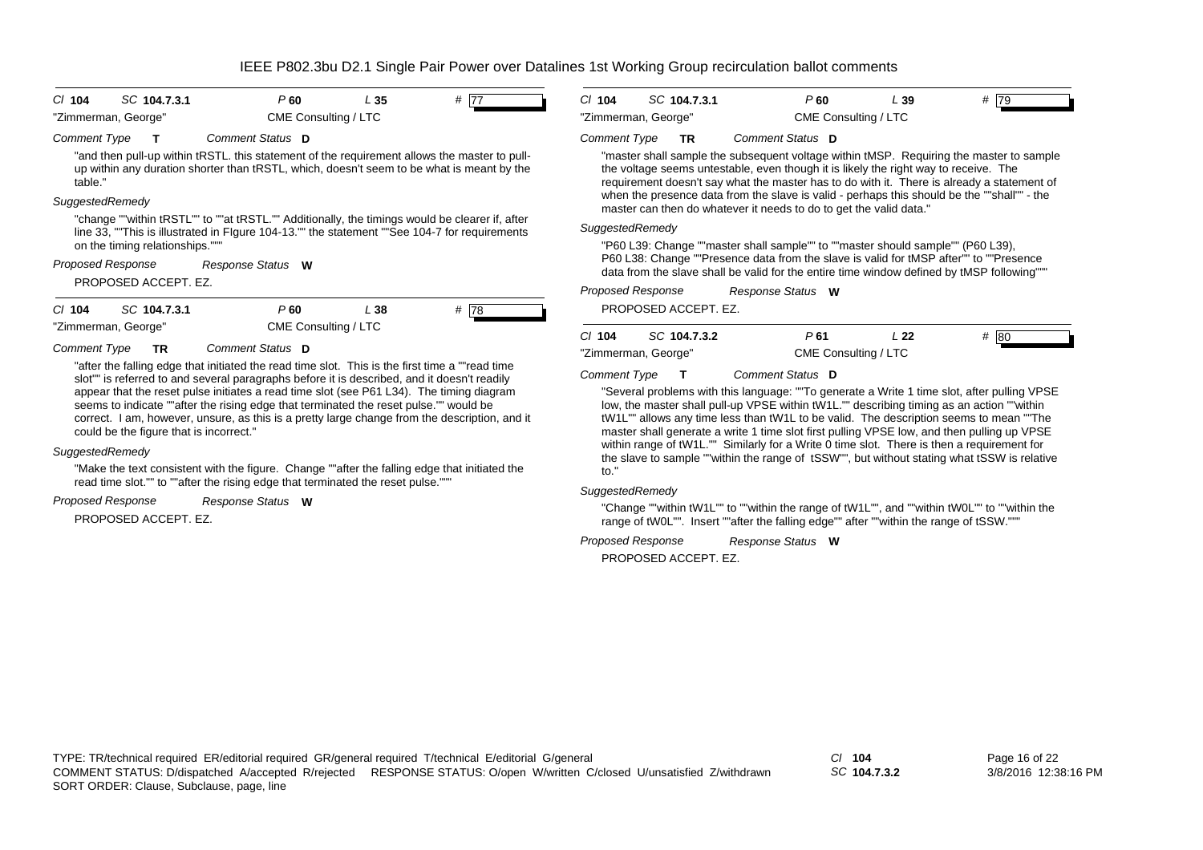IEEE P802.3bu D2.1 Single Pair Power over Datalines 1st Working Group recirculation ballot comments

---

Cl **104** SC **104.7.3.1** P **60** L **35** # 77

"Zimmerman, George" CME Consulting / LTC

*Comment Type* **T** *Comment Status* **D**

"and then pull-up within tRSTL. this statement of the requirement allows the master to pull-up within any duration shorter than tRSTL, which, doesn't seem to be what is meant by the table."

*SuggestedRemedy*

"change ""within tRSTL"" to ""at tRSTL."" Additionally, the timings would be clearer if, after line 33, ""This is illustrated in FIgure 104-13."" the statement ""See 104-7 for requirements on the timing relationships."""

*Proposed Response* *Response Status* **W**

PROPOSED ACCEPT. EZ.

---

Cl **104** SC **104.7.3.1** P **60** L **38** # 78

"Zimmerman, George" CME Consulting / LTC

*Comment Type* **TR** *Comment Status* **D**

"after the falling edge that initiated the read time slot. This is the first time a ""read time slot"" is referred to and several paragraphs before it is described, and it doesn't readily appear that the reset pulse initiates a read time slot (see P61 L34). The timing diagram seems to indicate ""after the rising edge that terminated the reset pulse."" would be correct. I am, however, unsure, as this is a pretty large change from the description, and it could be the figure that is incorrect."

*SuggestedRemedy*

"Make the text consistent with the figure. Change ""after the falling edge that initiated the read time slot."" to ""after the rising edge that terminated the reset pulse."""

*Proposed Response* *Response Status* **W**

PROPOSED ACCEPT. EZ.

---

Cl **104** SC **104.7.3.1** P **60** L **39** # 79

"Zimmerman, George" CME Consulting / LTC

*Comment Type* **TR** *Comment Status* **D**

"master shall sample the subsequent voltage within tMSP. Requiring the master to sample the voltage seems untestable, even though it is likely the right way to receive. The requirement doesn't say what the master has to do with it. There is already a statement of when the presence data from the slave is valid - perhaps this should be the ""shall"" - the master can then do whatever it needs to do to get the valid data."

*SuggestedRemedy*

"P60 L39: Change ""master shall sample"" to ""master should sample"" (P60 L39), P60 L38: Change ""Presence data from the slave is valid for tMSP after"" to ""Presence data from the slave shall be valid for the entire time window defined by tMSP following"""

*Proposed Response* *Response Status* **W**

PROPOSED ACCEPT. EZ.

---

Cl **104** SC **104.7.3.2** P **61** L **22** # 80

"Zimmerman, George" CME Consulting / LTC

*Comment Type* **T** *Comment Status* **D**

"Several problems with this language: ""To generate a Write 1 time slot, after pulling VPSE low, the master shall pull-up VPSE within tW1L."" describing timing as an action ""within tW1L"" allows any time less than tW1L to be valid. The description seems to mean ""The master shall generate a write 1 time slot first pulling VPSE low, and then pulling up VPSE within range of tW1L."" Similarly for a Write 0 time slot. There is then a requirement for the slave to sample ""within the range of tSSW"", but without stating what tSSW is relative to."

*SuggestedRemedy*

"Change ""within tW1L"" to ""within the range of tW1L"", and ""within tW0L"" to ""within the range of tW0L"". Insert ""after the falling edge"" after ""within the range of tSSW."""

*Proposed Response* *Response Status* **W**

PROPOSED ACCEPT. EZ.

---

TYPE: TR/technical required ER/editorial required GR/general required T/technical E/editorial G/general
COMMENT STATUS: D/dispatched A/accepted R/rejected RESPONSE STATUS: O/open W/written C/closed U/unsatisfied Z/withdrawn
SORT ORDER: Clause, Subclause, page, line

Cl **104**
SC **104.7.3.2**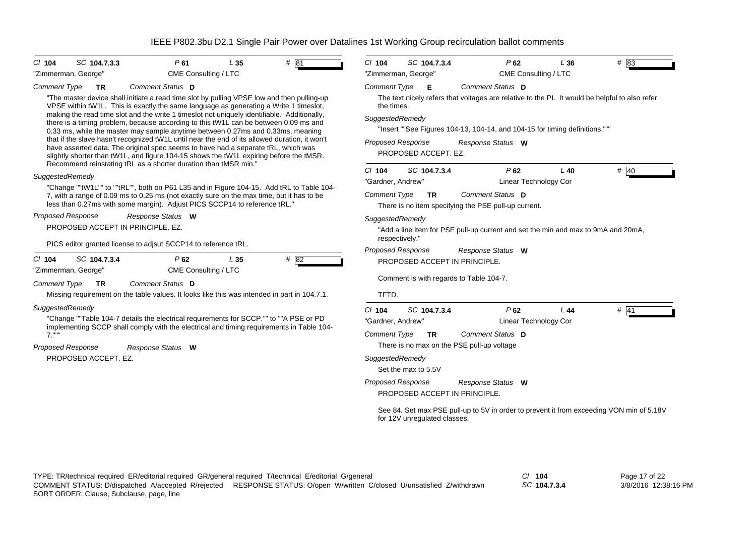# IEEE P802.3bu D2.1 Single Pair Power over Datalines 1st Working Group recirculation ballot comments

---

*Cl* **104** *SC* **104.7.3.3** *P* **61** *L* **35** # 81

"Zimmerman, George" CME Consulting / LTC

*Comment Type* **TR** *Comment Status* **D**

"The master device shall initiate a read time slot by pulling VPSE low and then pulling-up VPSE within tW1L. This is exactly the same language as generating a Write 1 timeslot, making the read time slot and the write 1 timeslot not uniquely identifiable. Additionally, there is a timing problem, because according to this tW1L can be between 0.09 ms and 0.33 ms, while the master may sample anytime between 0.27ms and 0.33ms, meaning that if the slave hasn't recognized tW1L until near the end of its allowed duration, it won't have asserted data. The original spec seems to have had a separate tRL, which was slightly shorter than tW1L, and figure 104-15 shows the tW1L expiring before the tMSR. Recommend reinstating tRL as a shorter duration than tMSR min."

*SuggestedRemedy*

"Change ""tW1L"" to ""tRL"", both on P61 L35 and in Figure 104-15. Add tRL to Table 104-7, with a range of 0.09 ms to 0.25 ms (not exactly sure on the max time, but it has to be less than 0.27ms with some margin). Adjust PICS SCCP14 to reference tRL."

*Proposed Response* *Response Status* **W**

PROPOSED ACCEPT IN PRINCIPLE. EZ.

PICS editor granted license to adjsut SCCP14 to reference tRL.

---

*Cl* **104** *SC* **104.7.3.4** *P* **62** *L* **35** # 82

"Zimmerman, George" CME Consulting / LTC

*Comment Type* **TR** *Comment Status* **D**

Missing requirement on the table values. It looks like this was intended in part in 104.7.1.

*SuggestedRemedy*

"Change ""Table 104-7 details the electrical requirements for SCCP."" to ""A PSE or PD implementing SCCP shall comply with the electrical and timing requirements in Table 104-7."""

*Proposed Response* *Response Status* **W**

PROPOSED ACCEPT. EZ.

---

*Cl* **104** *SC* **104.7.3.4** *P* **62** *L* **36** # 83

"Zimmerman, George" CME Consulting / LTC

*Comment Type* **E** *Comment Status* **D**

The text nicely refers that voltages are relative to the PI. It would be helpful to also refer the times.

*SuggestedRemedy*

"Insert ""See Figures 104-13, 104-14, and 104-15 for timing definitions."""

*Proposed Response* *Response Status* **W**

PROPOSED ACCEPT. EZ.

---

*Cl* **104** *SC* **104.7.3.4** *P* **62** *L* **40** # 40

"Gardner, Andrew" Linear Technology Cor

*Comment Type* **TR** *Comment Status* **D**

There is no item specifying the PSE pull-up current.

*SuggestedRemedy*

"Add a line item for PSE pull-up current and set the min and max to 9mA and 20mA, respectively."

*Proposed Response* *Response Status* **W**

PROPOSED ACCEPT IN PRINCIPLE.

Comment is with regards to Table 104-7.

TFTD.

---

*Cl* **104** *SC* **104.7.3.4** *P* **62** *L* **44** # 41

"Gardner, Andrew" Linear Technology Cor

*Comment Type* **TR** *Comment Status* **D**

There is no max on the PSE pull-up voltage

*SuggestedRemedy*

Set the max to 5.5V

*Proposed Response* *Response Status* **W**

PROPOSED ACCEPT IN PRINCIPLE.

See 84. Set max PSE pull-up to 5V in order to prevent it from exceeding VON min of 5.18V for 12V unregulated classes.

---

TYPE: TR/technical required ER/editorial required GR/general required T/technical E/editorial G/general
COMMENT STATUS: D/dispatched A/accepted R/rejected RESPONSE STATUS: O/open W/written C/closed U/unsatisfied Z/withdrawn
SORT ORDER: Clause, Subclause, page, line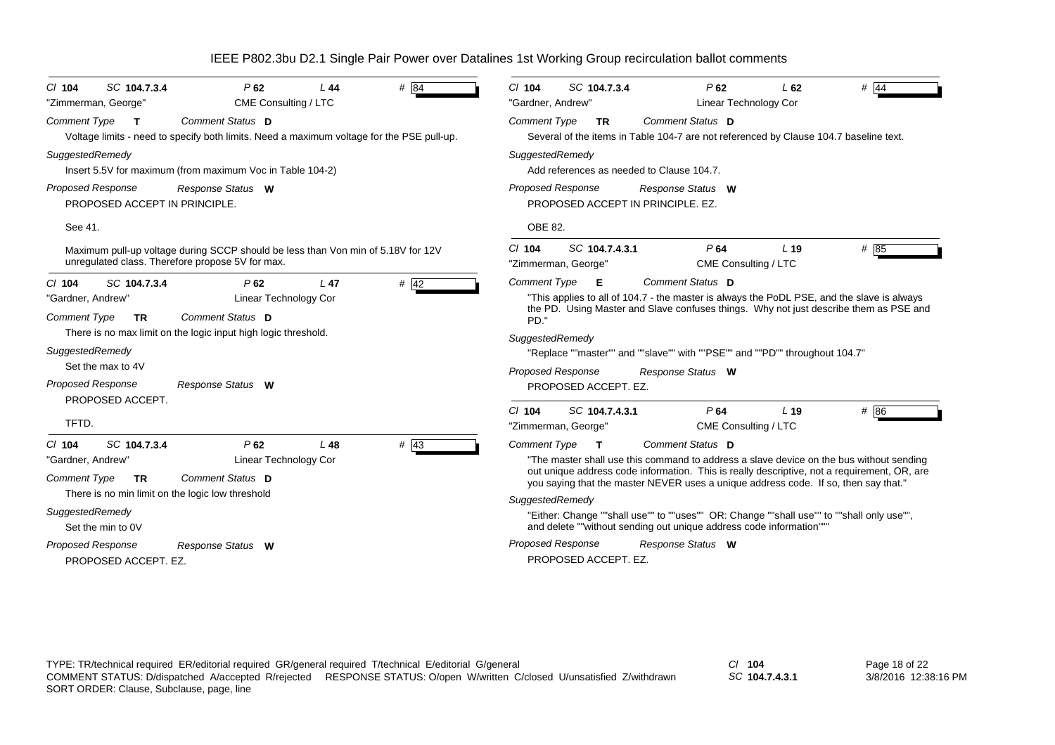# IEEE P802.3bu D2.1 Single Pair Power over Datalines 1st Working Group recirculation ballot comments

**Cl** 104 **SC** 104.7.3.4 **P** 62 **L** 44 **#** 84

"Zimmerman, George" CME Consulting / LTC

*Comment Type* **T** *Comment Status* **D**

Voltage limits - need to specify both limits. Need a maximum voltage for the PSE pull-up.

*SuggestedRemedy*

Insert 5.5V for maximum (from maximum Voc in Table 104-2)

*Proposed Response* *Response Status* **W**

PROPOSED ACCEPT IN PRINCIPLE.

See 41.

Maximum pull-up voltage during SCCP should be less than Von min of 5.18V for 12V unregulated class. Therefore propose 5V for max.

---

**Cl** 104 **SC** 104.7.3.4 **P** 62 **L** 47 **#** 42

"Gardner, Andrew" Linear Technology Cor

*Comment Type* **TR** *Comment Status* **D**

There is no max limit on the logic input high logic threshold.

*SuggestedRemedy*

Set the max to 4V

*Proposed Response* *Response Status* **W**

PROPOSED ACCEPT.

TFTD.

---

**Cl** 104 **SC** 104.7.3.4 **P** 62 **L** 48 **#** 43

"Gardner, Andrew" Linear Technology Cor

*Comment Type* **TR** *Comment Status* **D**

There is no min limit on the logic low threshold

*SuggestedRemedy*

Set the min to 0V

*Proposed Response* *Response Status* **W**

PROPOSED ACCEPT. EZ.

---

**Cl** 104 **SC** 104.7.3.4 **P** 62 **L** 62 **#** 44

"Gardner, Andrew" Linear Technology Cor

*Comment Type* **TR** *Comment Status* **D**

Several of the items in Table 104-7 are not referenced by Clause 104.7 baseline text.

*SuggestedRemedy*

Add references as needed to Clause 104.7.

*Proposed Response* *Response Status* **W**

PROPOSED ACCEPT IN PRINCIPLE. EZ.

OBE 82.

---

**Cl** 104 **SC** 104.7.4.3.1 **P** 64 **L** 19 **#** 85

"Zimmerman, George" CME Consulting / LTC

*Comment Type* **E** *Comment Status* **D**

"This applies to all of 104.7 - the master is always the PoDL PSE, and the slave is always the PD. Using Master and Slave confuses things. Why not just describe them as PSE and PD."

*SuggestedRemedy*

"Replace ""master"" and ""slave"" with ""PSE"" and ""PD"" throughout 104.7"

*Proposed Response* *Response Status* **W**

PROPOSED ACCEPT. EZ.

---

**Cl** 104 **SC** 104.7.4.3.1 **P** 64 **L** 19 **#** 86

"Zimmerman, George" CME Consulting / LTC

*Comment Type* **T** *Comment Status* **D**

"The master shall use this command to address a slave device on the bus without sending out unique address code information. This is really descriptive, not a requirement, OR, are you saying that the master NEVER uses a unique address code. If so, then say that."

*SuggestedRemedy*

"Either: Change ""shall use"" to ""uses"" OR: Change ""shall use"" to ""shall only use"", and delete ""without sending out unique address code information"""

*Proposed Response* *Response Status* **W**

PROPOSED ACCEPT. EZ.

---

TYPE: TR/technical required ER/editorial required GR/general required T/technical E/editorial G/general
COMMENT STATUS: D/dispatched A/accepted R/rejected RESPONSE STATUS: O/open W/written C/closed U/unsatisfied Z/withdrawn
SORT ORDER: Clause, Subclause, page, line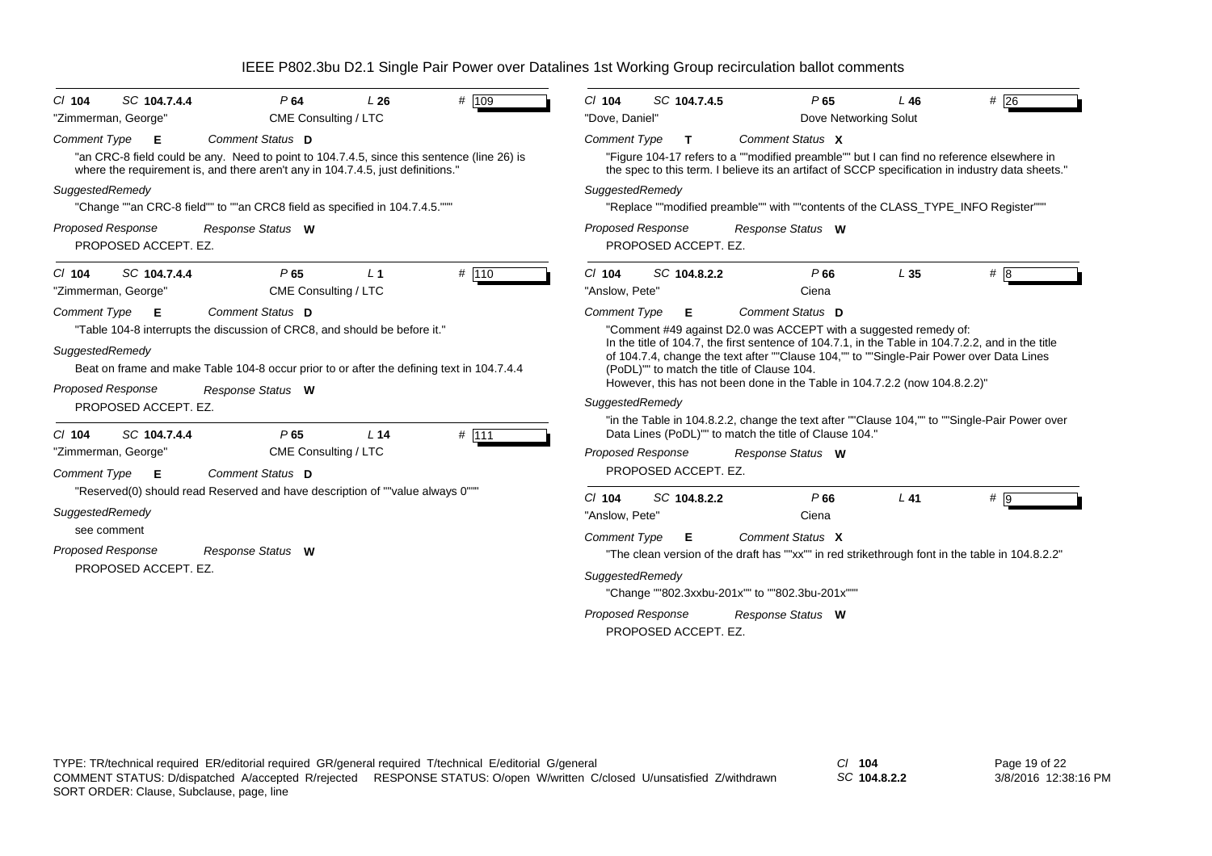# IEEE P802.3bu D2.1 Single Pair Power over Datalines 1st Working Group recirculation ballot comments

---

*Cl* **104** *SC* **104.7.4.4** *P* **64** *L* **26** # 109

"Zimmerman, George" CME Consulting / LTC

*Comment Type* **E** *Comment Status* **D**

"an CRC-8 field could be any. Need to point to 104.7.4.5, since this sentence (line 26) is where the requirement is, and there aren't any in 104.7.4.5, just definitions."

*SuggestedRemedy*

"Change ""an CRC-8 field"" to ""an CRC8 field as specified in 104.7.4.5."""

*Proposed Response* *Response Status* **W**

PROPOSED ACCEPT. EZ.

---

*Cl* **104** *SC* **104.7.4.4** *P* **65** *L* **1** # 110

"Zimmerman, George" CME Consulting / LTC

*Comment Type* **E** *Comment Status* **D**

"Table 104-8 interrupts the discussion of CRC8, and should be before it."

*SuggestedRemedy*

Beat on frame and make Table 104-8 occur prior to or after the defining text in 104.7.4.4

*Proposed Response* *Response Status* **W**

PROPOSED ACCEPT. EZ.

---

*Cl* **104** *SC* **104.7.4.4** *P* **65** *L* **14** # 111

"Zimmerman, George" CME Consulting / LTC

*Comment Type* **E** *Comment Status* **D**

"Reserved(0) should read Reserved and have description of ""value always 0"""

*SuggestedRemedy*

see comment

*Proposed Response* *Response Status* **W**

PROPOSED ACCEPT. EZ.

---

*Cl* **104** *SC* **104.7.4.5** *P* **65** *L* **46** # 26

"Dove, Daniel" Dove Networking Solut

*Comment Type* **T** *Comment Status* **X**

"Figure 104-17 refers to a ""modified preamble"" but I can find no reference elsewhere in the spec to this term. I believe its an artifact of SCCP specification in industry data sheets."

*SuggestedRemedy*

"Replace ""modified preamble"" with ""contents of the CLASS_TYPE_INFO Register"""

*Proposed Response* *Response Status* **W**

PROPOSED ACCEPT. EZ.

---

*Cl* **104** *SC* **104.8.2.2** *P* **66** *L* **35** # 8

"Anslow, Pete" Ciena

*Comment Type* **E** *Comment Status* **D**

"Comment #49 against D2.0 was ACCEPT with a suggested remedy of:
In the title of 104.7, the first sentence of 104.7.1, in the Table in 104.7.2.2, and in the title of 104.7.4, change the text after ""Clause 104,"" to ""Single-Pair Power over Data Lines (PoDL)"" to match the title of Clause 104.
However, this has not been done in the Table in 104.7.2.2 (now 104.8.2.2)"

*SuggestedRemedy*

"in the Table in 104.8.2.2, change the text after ""Clause 104,"" to ""Single-Pair Power over Data Lines (PoDL)"" to match the title of Clause 104."

*Proposed Response* *Response Status* **W**

PROPOSED ACCEPT. EZ.

---

*Cl* **104** *SC* **104.8.2.2** *P* **66** *L* **41** # 9

"Anslow, Pete" Ciena

*Comment Type* **E** *Comment Status* **X**

"The clean version of the draft has ""xx"" in red strikethrough font in the table in 104.8.2.2"

*SuggestedRemedy*

"Change ""802.3xxbu-201x"" to ""802.3bu-201x"""

*Proposed Response* *Response Status* **W**

PROPOSED ACCEPT. EZ.

---

TYPE: TR/technical required ER/editorial required GR/general required T/technical E/editorial G/general
COMMENT STATUS: D/dispatched A/accepted R/rejected RESPONSE STATUS: O/open W/written C/closed U/unsatisfied Z/withdrawn
SORT ORDER: Clause, Subclause, page, line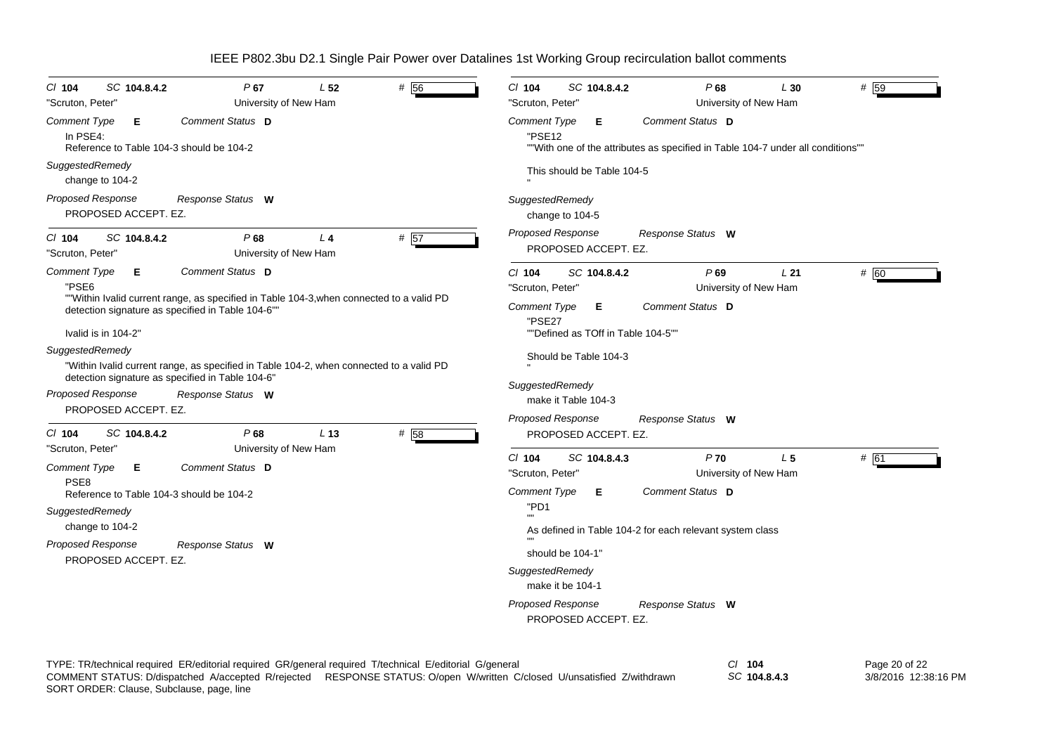IEEE P802.3bu D2.1 Single Pair Power over Datalines 1st Working Group recirculation ballot comments

---

Cl **104** SC **104.8.4.2** P **67** L **52** # 56

"Scruton, Peter" University of New Ham

Comment Type **E** Comment Status **D**

In PSE4:
Reference to Table 104-3 should be 104-2

*SuggestedRemedy*

change to 104-2

*Proposed Response* Response Status **W**

PROPOSED ACCEPT. EZ.

---

Cl **104** SC **104.8.4.2** P **68** L **4** # 57

"Scruton, Peter" University of New Ham

Comment Type **E** Comment Status **D**

"PSE6
""Within Ivalid current range, as specified in Table 104-3,when connected to a valid PD detection signature as specified in Table 104-6""

Ivalid is in 104-2"

*SuggestedRemedy*

"Within Ivalid current range, as specified in Table 104-2, when connected to a valid PD detection signature as specified in Table 104-6"

*Proposed Response* Response Status **W**

PROPOSED ACCEPT. EZ.

---

Cl **104** SC **104.8.4.2** P **68** L **13** # 58

"Scruton, Peter" University of New Ham

Comment Type **E** Comment Status **D**

PSE8
Reference to Table 104-3 should be 104-2

*SuggestedRemedy*

change to 104-2

*Proposed Response* Response Status **W**

PROPOSED ACCEPT. EZ.

---

Cl **104** SC **104.8.4.2** P **68** L **30** # 59

"Scruton, Peter" University of New Ham

Comment Type **E** Comment Status **D**

"PSE12
""With one of the attributes as specified in Table 104-7 under all conditions""

This should be Table 104-5
"

*SuggestedRemedy*

change to 104-5

*Proposed Response* Response Status **W**

PROPOSED ACCEPT. EZ.

---

Cl **104** SC **104.8.4.2** P **69** L **21** # 60

"Scruton, Peter" University of New Ham

Comment Type **E** Comment Status **D**

"PSE27
""Defined as TOff in Table 104-5""

Should be Table 104-3
"

*SuggestedRemedy*

make it Table 104-3

*Proposed Response* Response Status **W**

PROPOSED ACCEPT. EZ.

---

Cl **104** SC **104.8.4.3** P **70** L **5** # 61

"Scruton, Peter" University of New Ham

Comment Type **E** Comment Status **D**

"PD1
""
As defined in Table 104-2 for each relevant system class
""
should be 104-1"

*SuggestedRemedy*

make it be 104-1

*Proposed Response* Response Status **W**

PROPOSED ACCEPT. EZ.

---

TYPE: TR/technical required ER/editorial required GR/general required T/technical E/editorial G/general
COMMENT STATUS: D/dispatched A/accepted R/rejected RESPONSE STATUS: O/open W/written C/closed U/unsatisfied Z/withdrawn
SORT ORDER: Clause, Subclause, page, line

Cl **104**
SC **104.8.4.3**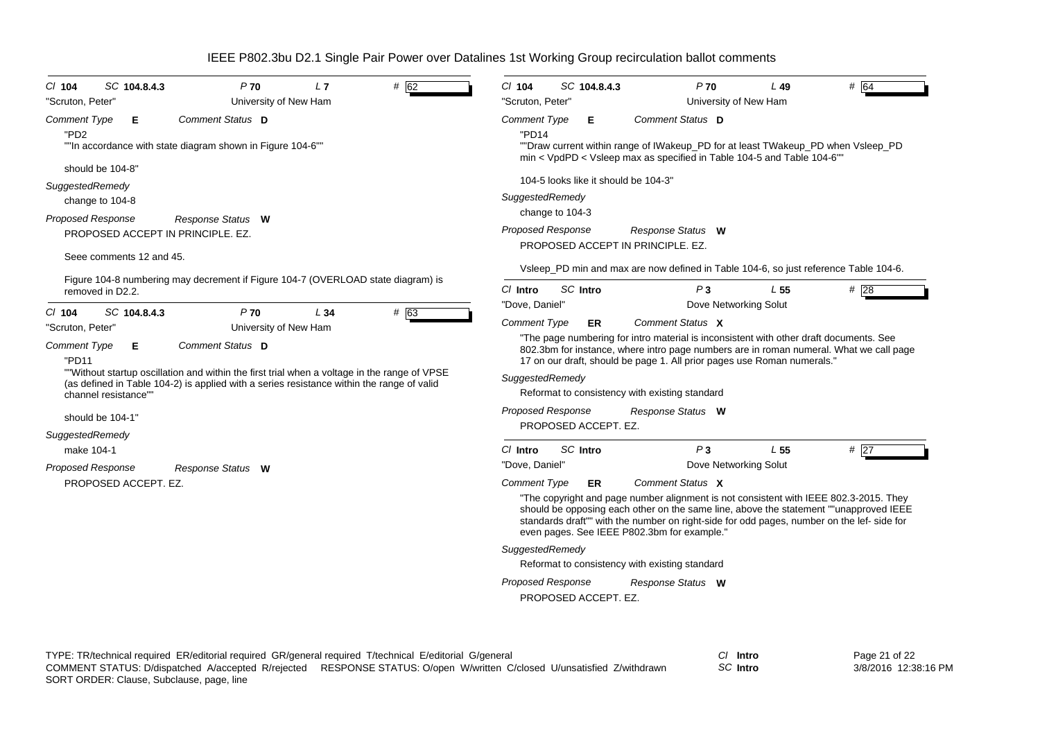| Cl 104 | SC 104.8.4.3 | P 70 | L 7 | # 62 |
|---|---|---|---|---|

"Scruton, Peter" University of New Ham

*Comment Type* **E** *Comment Status* **D**

"PD2
""In accordance with state diagram shown in Figure 104-6""

should be 104-8"

*SuggestedRemedy*

change to 104-8

*Proposed Response* *Response Status* **W**

PROPOSED ACCEPT IN PRINCIPLE. EZ.

Seee comments 12 and 45.

Figure 104-8 numbering may decrement if Figure 104-7 (OVERLOAD state diagram) is removed in D2.2.

---

| Cl 104 | SC 104.8.4.3 | P 70 | L 34 | # 63 |
|---|---|---|---|---|

"Scruton, Peter" University of New Ham

*Comment Type* **E** *Comment Status* **D**

"PD11
""Without startup oscillation and within the first trial when a voltage in the range of VPSE (as defined in Table 104-2) is applied with a series resistance within the range of valid channel resistance""

should be 104-1"

*SuggestedRemedy*

make 104-1

*Proposed Response* *Response Status* **W**

PROPOSED ACCEPT. EZ.

---

| Cl 104 | SC 104.8.4.3 | P 70 | L 49 | # 64 |
|---|---|---|---|---|

"Scruton, Peter" University of New Ham

*Comment Type* **E** *Comment Status* **D**

"PD14
""Draw current within range of IWakeup_PD for at least TWakeup_PD when Vsleep_PD min < VpdPD < Vsleep max as specified in Table 104-5 and Table 104-6""

104-5 looks like it should be 104-3"

*SuggestedRemedy*

change to 104-3

*Proposed Response* *Response Status* **W**

PROPOSED ACCEPT IN PRINCIPLE. EZ.

Vsleep_PD min and max are now defined in Table 104-6, so just reference Table 104-6.

---

| Cl Intro | SC Intro | P 3 | L 55 | # 28 |
|---|---|---|---|---|

"Dove, Daniel" Dove Networking Solut

*Comment Type* **ER** *Comment Status* **X**

"The page numbering for intro material is inconsistent with other draft documents. See 802.3bm for instance, where intro page numbers are in roman numeral. What we call page 17 on our draft, should be page 1. All prior pages use Roman numerals."

*SuggestedRemedy*

Reformat to consistency with existing standard

*Proposed Response* *Response Status* **W**

PROPOSED ACCEPT. EZ.

---

| Cl Intro | SC Intro | P 3 | L 55 | # 27 |
|---|---|---|---|---|

"Dove, Daniel" Dove Networking Solut

*Comment Type* **ER** *Comment Status* **X**

"The copyright and page number alignment is not consistent with IEEE 802.3-2015. They should be opposing each other on the same line, above the statement ""unapproved IEEE standards draft"" with the number on right-side for odd pages, number on the lef- side for even pages. See IEEE P802.3bm for example."

*SuggestedRemedy*

Reformat to consistency with existing standard

*Proposed Response* *Response Status* **W**

PROPOSED ACCEPT. EZ.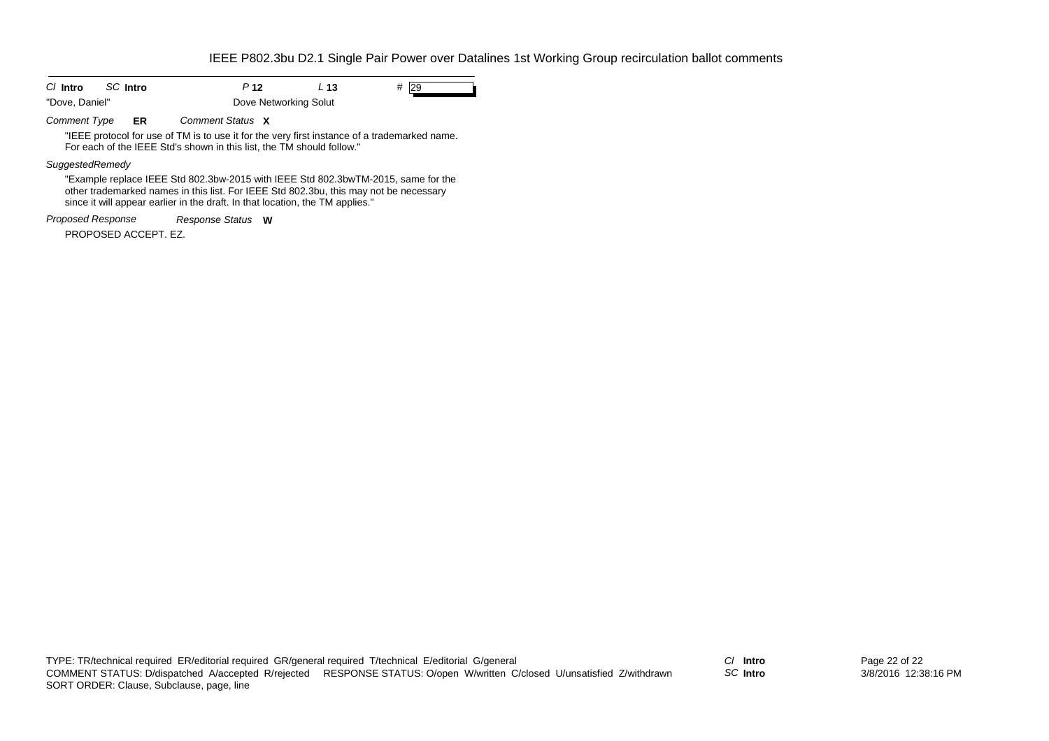IEEE P802.3bu D2.1 Single Pair Power over Datalines 1st Working Group recirculation ballot comments

*Cl* **Intro** *SC* **Intro** *P* **12** *L* **13** # 29

"Dove, Daniel" Dove Networking Solut

*Comment Type* **ER** *Comment Status* **X**

"IEEE protocol for use of TM is to use it for the very first instance of a trademarked name. For each of the IEEE Std's shown in this list, the TM should follow."

*SuggestedRemedy*

"Example replace IEEE Std 802.3bw-2015 with IEEE Std 802.3bwTM-2015, same for the other trademarked names in this list. For IEEE Std 802.3bu, this may not be necessary since it will appear earlier in the draft. In that location, the TM applies."

*Proposed Response* *Response Status* **W**

PROPOSED ACCEPT. EZ.

TYPE: TR/technical required ER/editorial required GR/general required T/technical E/editorial G/general
COMMENT STATUS: D/dispatched A/accepted R/rejected RESPONSE STATUS: O/open W/written C/closed U/unsatisfied Z/withdrawn
SORT ORDER: Clause, Subclause, page, line